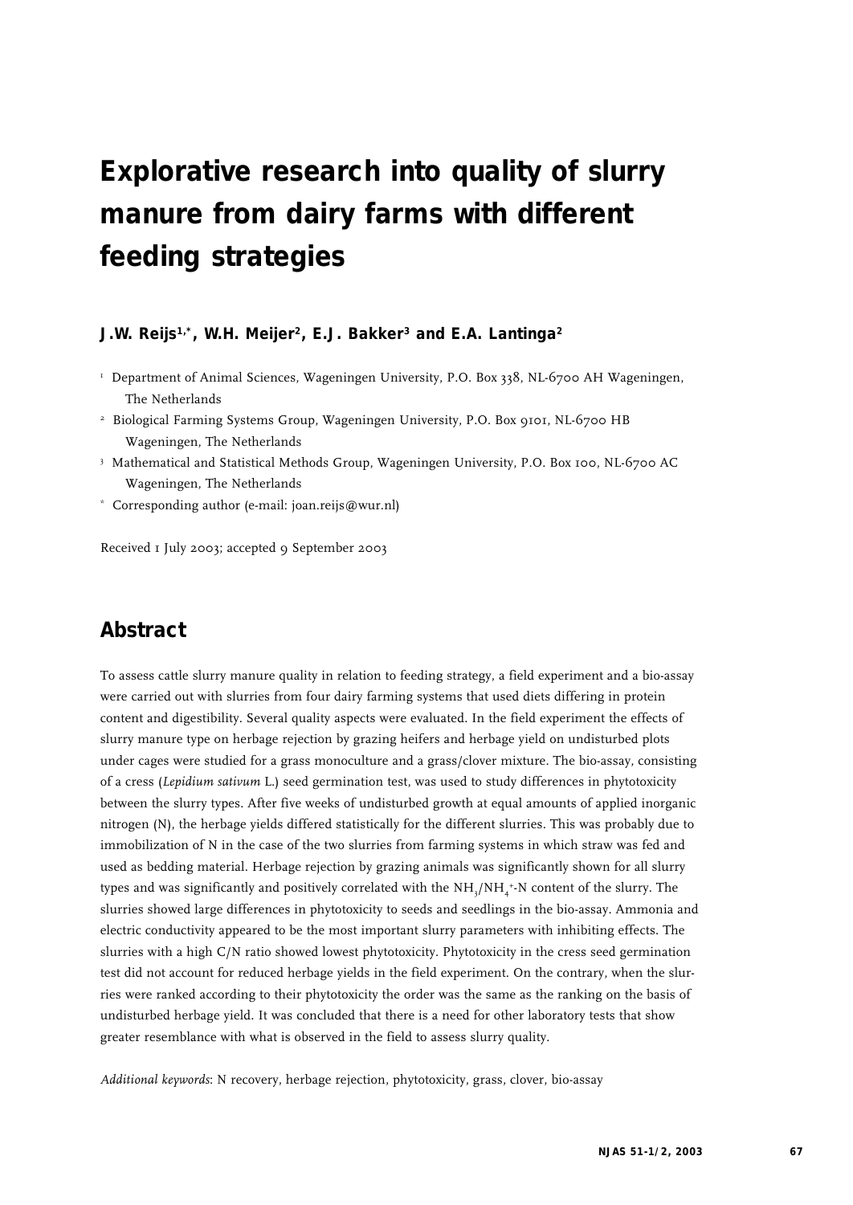# Explorative research into quality of slurry manure from dairy farms with different feeding strategies

**J.W. Reijs[1,*], W.H. Meijer[2], E.J. Bakker[3] and E.A. Lantinga[2]**

[1] Department of Animal Sciences, Wageningen University, P.O. Box 338, NL-6700 AH Wageningen, The Netherlands

[2] Biological Farming Systems Group, Wageningen University, P.O. Box 9101, NL-6700 HB Wageningen, The Netherlands

[3] Mathematical and Statistical Methods Group, Wageningen University, P.O. Box 100, NL-6700 AC Wageningen, The Netherlands

[*] Corresponding author (e-mail: joan.reijs@wur.nl)

Received 1 July 2003; accepted 9 September 2003

## Abstract

To assess cattle slurry manure quality in relation to feeding strategy, a field experiment and a bio-assay were carried out with slurries from four dairy farming systems that used diets differing in protein content and digestibility. Several quality aspects were evaluated. In the field experiment the effects of slurry manure type on herbage rejection by grazing heifers and herbage yield on undisturbed plots under cages were studied for a grass monoculture and a grass/clover mixture. The bio-assay, consisting of a cress (*Lepidium sativum* L.) seed germination test, was used to study differences in phytotoxicity between the slurry types. After five weeks of undisturbed growth at equal amounts of applied inorganic nitrogen (N), the herbage yields differed statistically for the different slurries. This was probably due to immobilization of N in the case of the two slurries from farming systems in which straw was fed and used as bedding material. Herbage rejection by grazing animals was significantly shown for all slurry types and was significantly and positively correlated with the $NH_3/NH_4^+$-N content of the slurry. The slurries showed large differences in phytotoxicity to seeds and seedlings in the bio-assay. Ammonia and electric conductivity appeared to be the most important slurry parameters with inhibiting effects. The slurries with a high C/N ratio showed lowest phytotoxicity. Phytotoxicity in the cress seed germination test did not account for reduced herbage yields in the field experiment. On the contrary, when the slurries were ranked according to their phytotoxicity the order was the same as the ranking on the basis of undisturbed herbage yield. It was concluded that there is a need for other laboratory tests that show greater resemblance with what is observed in the field to assess slurry quality.

*Additional keywords*: N recovery, herbage rejection, phytotoxicity, grass, clover, bio-assay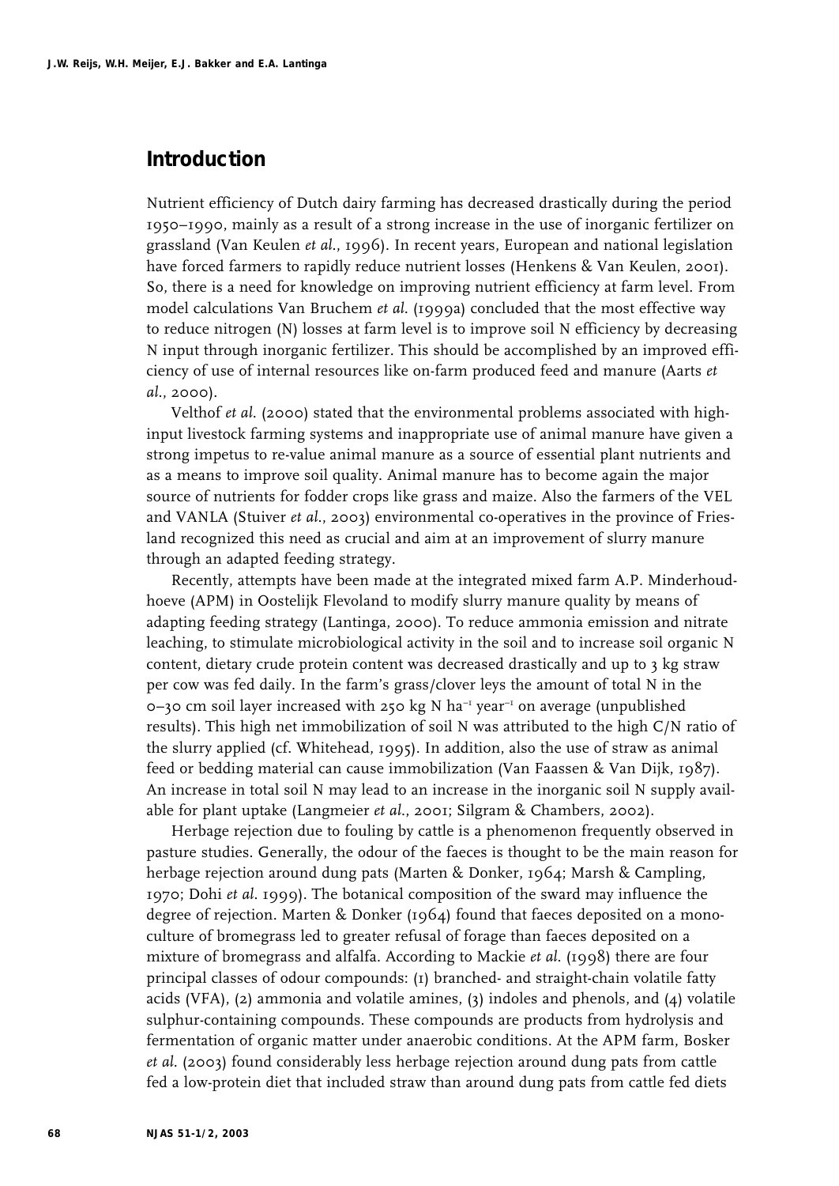## Introduction

Nutrient efficiency of Dutch dairy farming has decreased drastically during the period 1950–1990, mainly as a result of a strong increase in the use of inorganic fertilizer on grassland (Van Keulen *et al.*, 1996). In recent years, European and national legislation have forced farmers to rapidly reduce nutrient losses (Henkens & Van Keulen, 2001). So, there is a need for knowledge on improving nutrient efficiency at farm level. From model calculations Van Bruchem *et al.* (1999a) concluded that the most effective way to reduce nitrogen (N) losses at farm level is to improve soil N efficiency by decreasing N input through inorganic fertilizer. This should be accomplished by an improved efficiency of use of internal resources like on-farm produced feed and manure (Aarts *et al.*, 2000).

Velthof *et al.* (2000) stated that the environmental problems associated with high-input livestock farming systems and inappropriate use of animal manure have given a strong impetus to re-value animal manure as a source of essential plant nutrients and as a means to improve soil quality. Animal manure has to become again the major source of nutrients for fodder crops like grass and maize. Also the farmers of the VEL and VANLA (Stuiver *et al.*, 2003) environmental co-operatives in the province of Friesland recognized this need as crucial and aim at an improvement of slurry manure through an adapted feeding strategy.

Recently, attempts have been made at the integrated mixed farm A.P. Minderhoudhoeve (APM) in Oostelijk Flevoland to modify slurry manure quality by means of adapting feeding strategy (Lantinga, 2000). To reduce ammonia emission and nitrate leaching, to stimulate microbiological activity in the soil and to increase soil organic N content, dietary crude protein content was decreased drastically and up to 3 kg straw per cow was fed daily. In the farm's grass/clover leys the amount of total N in the 0–30 cm soil layer increased with 250 kg N ha$^{-1}$ year$^{-1}$ on average (unpublished results). This high net immobilization of soil N was attributed to the high C/N ratio of the slurry applied (cf. Whitehead, 1995). In addition, also the use of straw as animal feed or bedding material can cause immobilization (Van Faassen & Van Dijk, 1987). An increase in total soil N may lead to an increase in the inorganic soil N supply available for plant uptake (Langmeier *et al.*, 2001; Silgram & Chambers, 2002).

Herbage rejection due to fouling by cattle is a phenomenon frequently observed in pasture studies. Generally, the odour of the faeces is thought to be the main reason for herbage rejection around dung pats (Marten & Donker, 1964; Marsh & Campling, 1970; Dohi *et al.* 1999). The botanical composition of the sward may influence the degree of rejection. Marten & Donker (1964) found that faeces deposited on a monoculture of bromegrass led to greater refusal of forage than faeces deposited on a mixture of bromegrass and alfalfa. According to Mackie *et al.* (1998) there are four principal classes of odour compounds: (1) branched- and straight-chain volatile fatty acids (VFA), (2) ammonia and volatile amines, (3) indoles and phenols, and (4) volatile sulphur-containing compounds. These compounds are products from hydrolysis and fermentation of organic matter under anaerobic conditions. At the APM farm, Bosker *et al.* (2003) found considerably less herbage rejection around dung pats from cattle fed a low-protein diet that included straw than around dung pats from cattle fed diets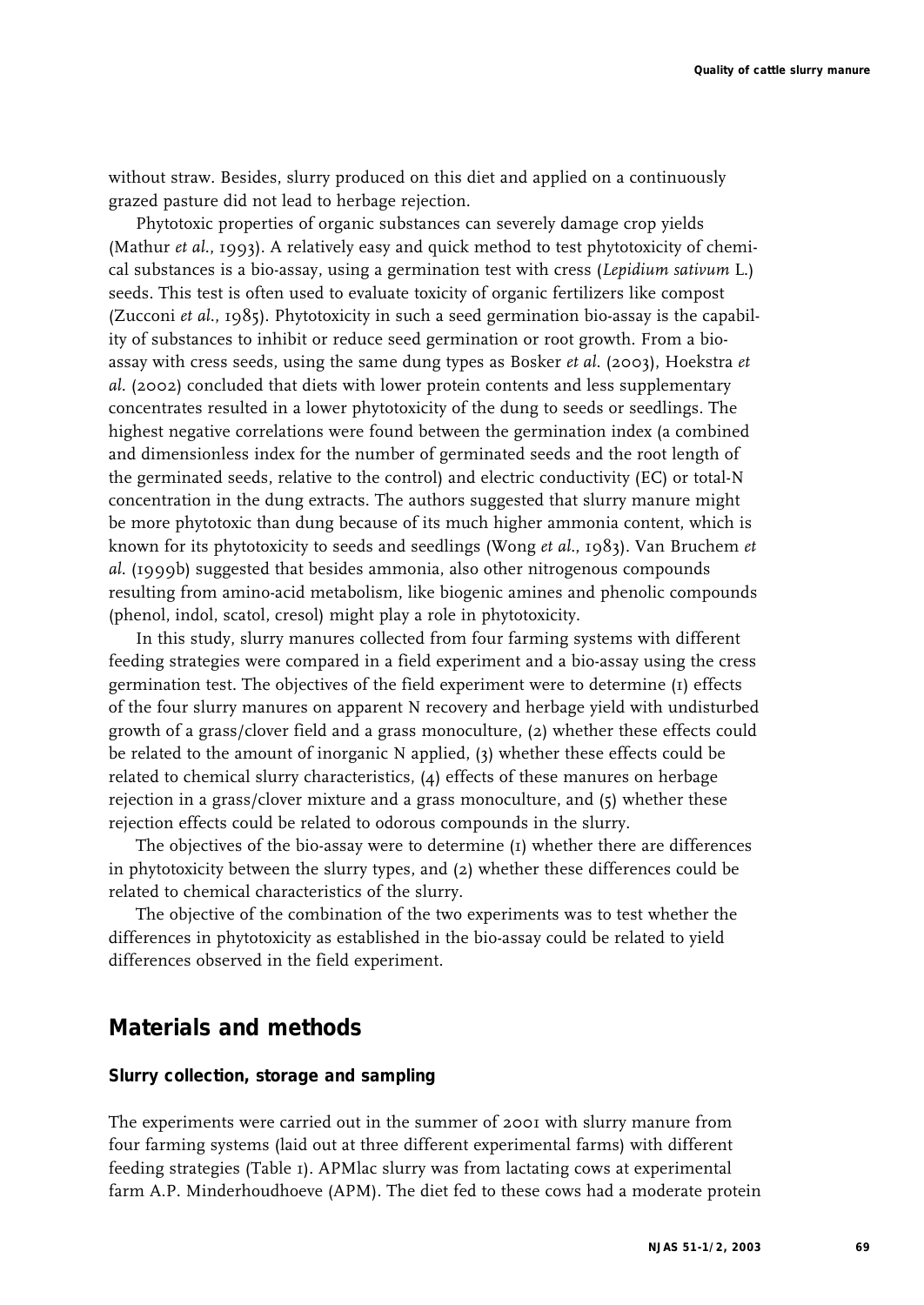without straw. Besides, slurry produced on this diet and applied on a continuously grazed pasture did not lead to herbage rejection.

Phytotoxic properties of organic substances can severely damage crop yields (Mathur *et al.*, 1993). A relatively easy and quick method to test phytotoxicity of chemical substances is a bio-assay, using a germination test with cress (*Lepidium sativum* L.) seeds. This test is often used to evaluate toxicity of organic fertilizers like compost (Zucconi *et al.*, 1985). Phytotoxicity in such a seed germination bio-assay is the capability of substances to inhibit or reduce seed germination or root growth. From a bio-assay with cress seeds, using the same dung types as Bosker *et al.* (2003), Hoekstra *et al.* (2002) concluded that diets with lower protein contents and less supplementary concentrates resulted in a lower phytotoxicity of the dung to seeds or seedlings. The highest negative correlations were found between the germination index (a combined and dimensionless index for the number of germinated seeds and the root length of the germinated seeds, relative to the control) and electric conductivity (EC) or total-N concentration in the dung extracts. The authors suggested that slurry manure might be more phytotoxic than dung because of its much higher ammonia content, which is known for its phytotoxicity to seeds and seedlings (Wong *et al.*, 1983). Van Bruchem *et al.* (1999b) suggested that besides ammonia, also other nitrogenous compounds resulting from amino-acid metabolism, like biogenic amines and phenolic compounds (phenol, indol, scatol, cresol) might play a role in phytotoxicity.

In this study, slurry manures collected from four farming systems with different feeding strategies were compared in a field experiment and a bio-assay using the cress germination test. The objectives of the field experiment were to determine (1) effects of the four slurry manures on apparent N recovery and herbage yield with undisturbed growth of a grass/clover field and a grass monoculture, (2) whether these effects could be related to the amount of inorganic N applied, (3) whether these effects could be related to chemical slurry characteristics, (4) effects of these manures on herbage rejection in a grass/clover mixture and a grass monoculture, and (5) whether these rejection effects could be related to odorous compounds in the slurry.

The objectives of the bio-assay were to determine (1) whether there are differences in phytotoxicity between the slurry types, and (2) whether these differences could be related to chemical characteristics of the slurry.

The objective of the combination of the two experiments was to test whether the differences in phytotoxicity as established in the bio-assay could be related to yield differences observed in the field experiment.

## Materials and methods

### Slurry collection, storage and sampling

The experiments were carried out in the summer of 2001 with slurry manure from four farming systems (laid out at three different experimental farms) with different feeding strategies (Table 1). APMlac slurry was from lactating cows at experimental farm A.P. Minderhoudhoeve (APM). The diet fed to these cows had a moderate protein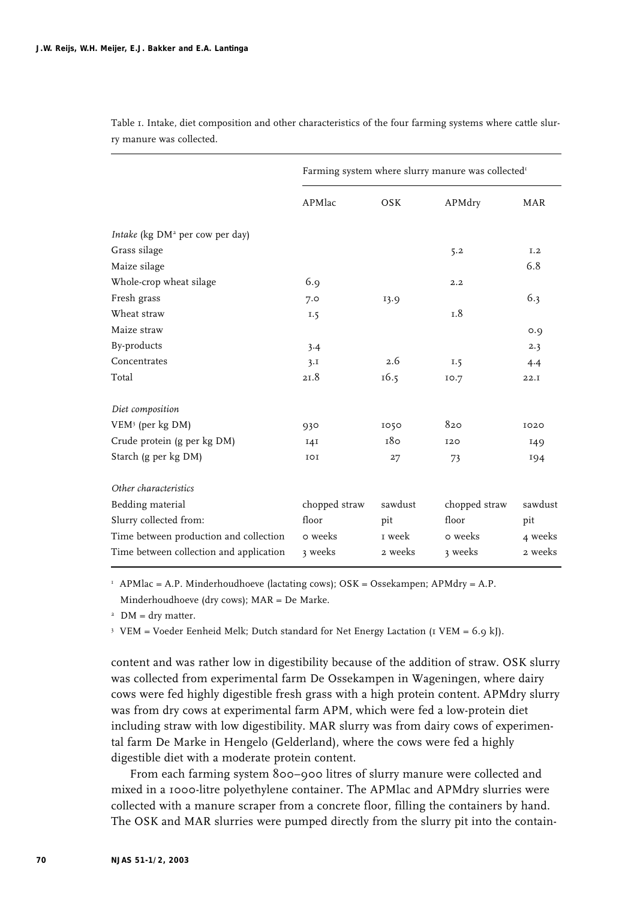Table 1. Intake, diet composition and other characteristics of the four farming systems where cattle slurry manure was collected.

| | Farming system where slurry manure was collected[1] | | | |
|---|---|---|---|---|
| | APMlac | OSK | APMdry | MAR |
| *Intake* (kg DM[2] per cow per day) | | | | |
| Grass silage | | | 5.2 | 1.2 |
| Maize silage | | | | 6.8 |
| Whole-crop wheat silage | 6.9 | | 2.2 | |
| Fresh grass | 7.0 | 13.9 | | 6.3 |
| Wheat straw | 1.5 | | 1.8 | |
| Maize straw | | | | 0.9 |
| By-products | 3.4 | | | 2.3 |
| Concentrates | 3.1 | 2.6 | 1.5 | 4.4 |
| Total | 21.8 | 16.5 | 10.7 | 22.1 |
| *Diet composition* | | | | |
| VEM[3] (per kg DM) | 930 | 1050 | 820 | 1020 |
| Crude protein (g per kg DM) | 141 | 180 | 120 | 149 |
| Starch (g per kg DM) | 101 | 27 | 73 | 194 |
| *Other characteristics* | | | | |
| Bedding material | chopped straw | sawdust | chopped straw | sawdust |
| Slurry collected from: | floor | pit | floor | pit |
| Time between production and collection | 0 weeks | 1 week | 0 weeks | 4 weeks |
| Time between collection and application | 3 weeks | 2 weeks | 3 weeks | 2 weeks |

[1] APMlac = A.P. Minderhoudhoeve (lactating cows); OSK = Ossekampen; APMdry = A.P. Minderhoudhoeve (dry cows); MAR = De Marke.

[2] DM = dry matter.

[3] VEM = Voeder Eenheid Melk; Dutch standard for Net Energy Lactation (1 VEM = 6.9 kJ).

content and was rather low in digestibility because of the addition of straw. OSK slurry was collected from experimental farm De Ossekampen in Wageningen, where dairy cows were fed highly digestible fresh grass with a high protein content. APMdry slurry was from dry cows at experimental farm APM, which were fed a low-protein diet including straw with low digestibility. MAR slurry was from dairy cows of experimental farm De Marke in Hengelo (Gelderland), where the cows were fed a highly digestible diet with a moderate protein content.

From each farming system 800–900 litres of slurry manure were collected and mixed in a 1000-litre polyethylene container. The APMlac and APMdry slurries were collected with a manure scraper from a concrete floor, filling the containers by hand. The OSK and MAR slurries were pumped directly from the slurry pit into the contain-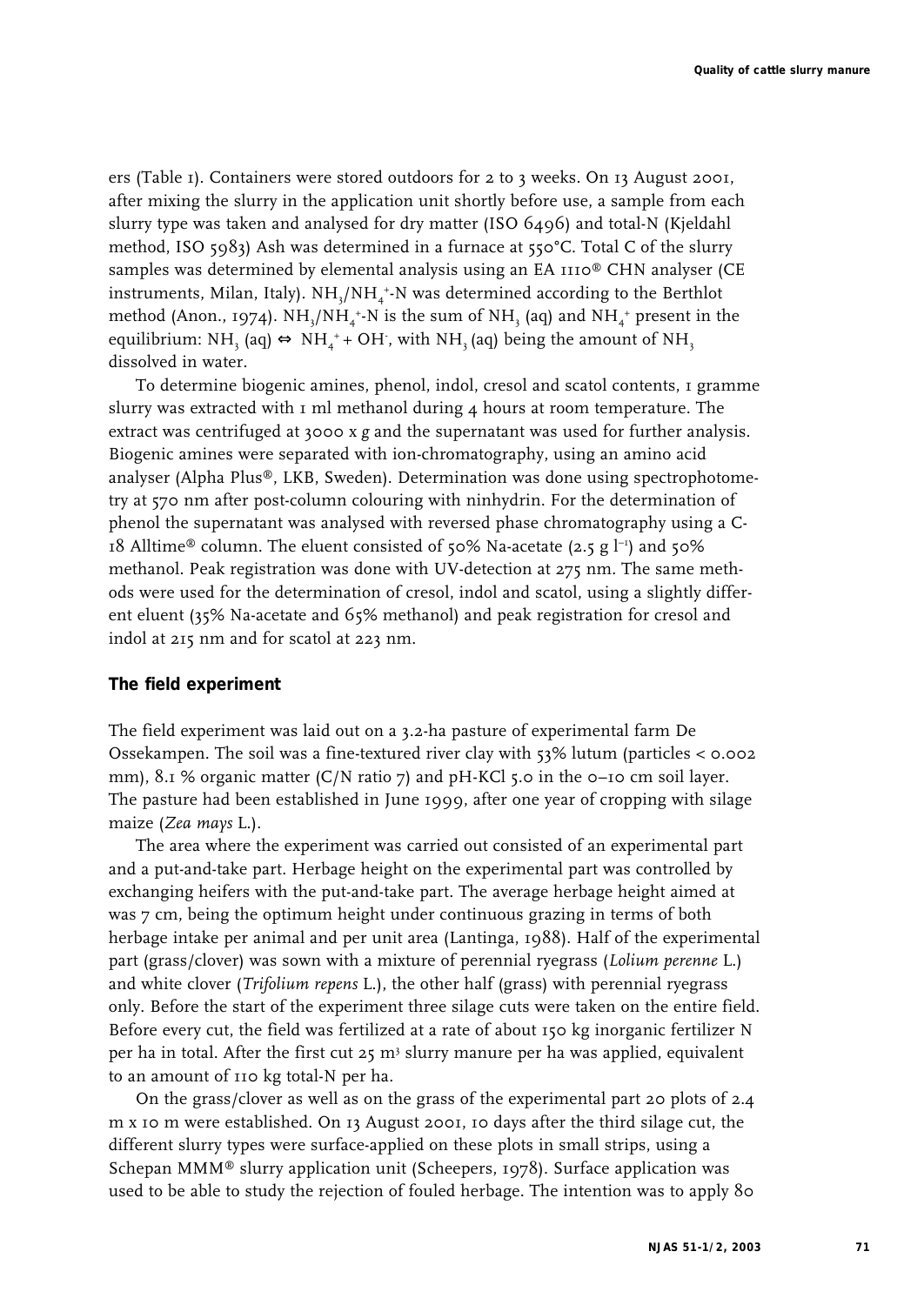ers (Table 1). Containers were stored outdoors for 2 to 3 weeks. On 13 August 2001, after mixing the slurry in the application unit shortly before use, a sample from each slurry type was taken and analysed for dry matter (ISO 6496) and total-N (Kjeldahl method, ISO 5983) Ash was determined in a furnace at 550°C. Total C of the slurry samples was determined by elemental analysis using an EA 1110® CHN analyser (CE instruments, Milan, Italy). $NH_3/NH_4^+$-N was determined according to the Berthlot method (Anon., 1974). $NH_3/NH_4^+$-N is the sum of $NH_3$ (aq) and $NH_4^+$ present in the equilibrium: $NH_3$ (aq) $\Leftrightarrow$ $NH_4^+ + OH^-$, with $NH_3$ (aq) being the amount of $NH_3$ dissolved in water.

To determine biogenic amines, phenol, indol, cresol and scatol contents, 1 gramme slurry was extracted with 1 ml methanol during 4 hours at room temperature. The extract was centrifuged at 3000 x *g* and the supernatant was used for further analysis. Biogenic amines were separated with ion-chromatography, using an amino acid analyser (Alpha Plus®, LKB, Sweden). Determination was done using spectrophotometry at 570 nm after post-column colouring with ninhydrin. For the determination of phenol the supernatant was analysed with reversed phase chromatography using a C-18 Alltime® column. The eluent consisted of 50% Na-acetate (2.5 g $l^{-1}$) and 50% methanol. Peak registration was done with UV-detection at 275 nm. The same methods were used for the determination of cresol, indol and scatol, using a slightly different eluent (35% Na-acetate and 65% methanol) and peak registration for cresol and indol at 215 nm and for scatol at 223 nm.

## The field experiment

The field experiment was laid out on a 3.2-ha pasture of experimental farm De Ossekampen. The soil was a fine-textured river clay with 53% lutum (particles < 0.002 mm), 8.1 % organic matter (C/N ratio 7) and pH-KCl 5.0 in the 0–10 cm soil layer. The pasture had been established in June 1999, after one year of cropping with silage maize (*Zea mays* L.).

The area where the experiment was carried out consisted of an experimental part and a put-and-take part. Herbage height on the experimental part was controlled by exchanging heifers with the put-and-take part. The average herbage height aimed at was 7 cm, being the optimum height under continuous grazing in terms of both herbage intake per animal and per unit area (Lantinga, 1988). Half of the experimental part (grass/clover) was sown with a mixture of perennial ryegrass (*Lolium perenne* L.) and white clover (*Trifolium repens* L.), the other half (grass) with perennial ryegrass only. Before the start of the experiment three silage cuts were taken on the entire field. Before every cut, the field was fertilized at a rate of about 150 kg inorganic fertilizer N per ha in total. After the first cut 25 $m^3$ slurry manure per ha was applied, equivalent to an amount of 110 kg total-N per ha.

On the grass/clover as well as on the grass of the experimental part 20 plots of 2.4 m x 10 m were established. On 13 August 2001, 10 days after the third silage cut, the different slurry types were surface-applied on these plots in small strips, using a Schepan MMM® slurry application unit (Scheepers, 1978). Surface application was used to be able to study the rejection of fouled herbage. The intention was to apply 80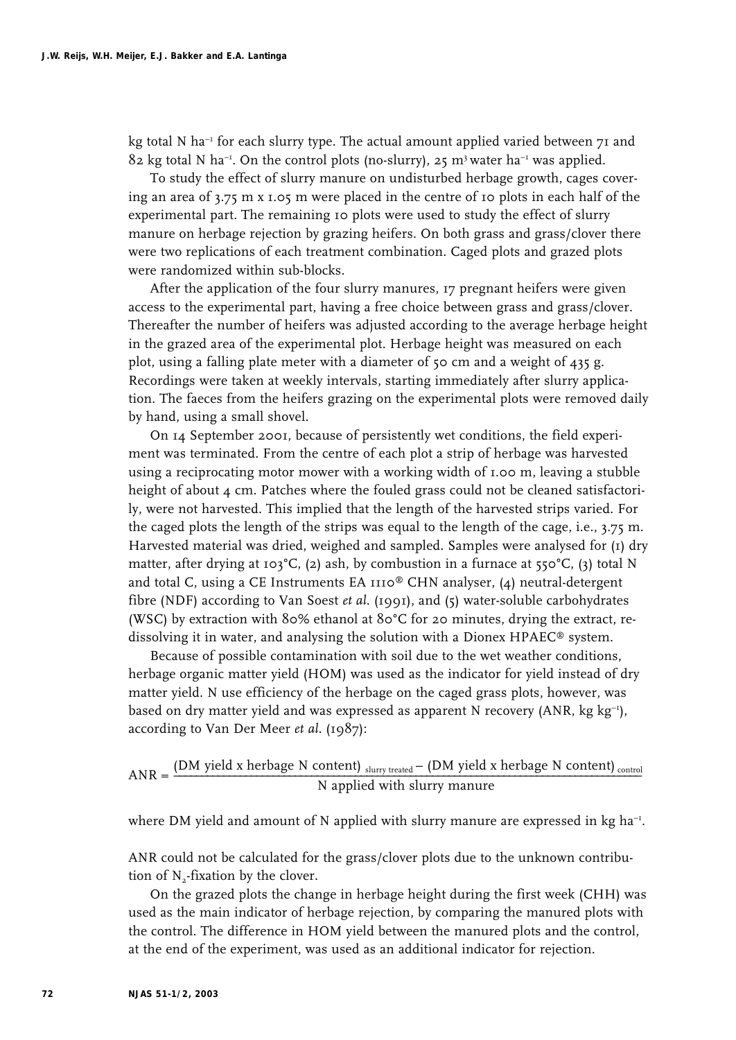kg total N ha$^{-1}$ for each slurry type. The actual amount applied varied between 71 and 82 kg total N ha$^{-1}$. On the control plots (no-slurry), 25 m$^3$ water ha$^{-1}$ was applied.

To study the effect of slurry manure on undisturbed herbage growth, cages covering an area of 3.75 m x 1.05 m were placed in the centre of 10 plots in each half of the experimental part. The remaining 10 plots were used to study the effect of slurry manure on herbage rejection by grazing heifers. On both grass and grass/clover there were two replications of each treatment combination. Caged plots and grazed plots were randomized within sub-blocks.

After the application of the four slurry manures, 17 pregnant heifers were given access to the experimental part, having a free choice between grass and grass/clover. Thereafter the number of heifers was adjusted according to the average herbage height in the grazed area of the experimental plot. Herbage height was measured on each plot, using a falling plate meter with a diameter of 50 cm and a weight of 435 g. Recordings were taken at weekly intervals, starting immediately after slurry application. The faeces from the heifers grazing on the experimental plots were removed daily by hand, using a small shovel.

On 14 September 2001, because of persistently wet conditions, the field experiment was terminated. From the centre of each plot a strip of herbage was harvested using a reciprocating motor mower with a working width of 1.00 m, leaving a stubble height of about 4 cm. Patches where the fouled grass could not be cleaned satisfactorily, were not harvested. This implied that the length of the harvested strips varied. For the caged plots the length of the strips was equal to the length of the cage, i.e., 3.75 m. Harvested material was dried, weighed and sampled. Samples were analysed for (1) dry matter, after drying at 103°C, (2) ash, by combustion in a furnace at 550°C, (3) total N and total C, using a CE Instruments EA 1110® CHN analyser, (4) neutral-detergent fibre (NDF) according to Van Soest *et al.* (1991), and (5) water-soluble carbohydrates (WSC) by extraction with 80% ethanol at 80°C for 20 minutes, drying the extract, re-dissolving it in water, and analysing the solution with a Dionex HPAEC® system.

Because of possible contamination with soil due to the wet weather conditions, herbage organic matter yield (HOM) was used as the indicator for yield instead of dry matter yield. N use efficiency of the herbage on the caged grass plots, however, was based on dry matter yield and was expressed as apparent N recovery (ANR, kg kg$^{-1}$), according to Van Der Meer *et al.* (1987):

$$\text{ANR} = \frac{(\text{DM yield x herbage N content})_{\text{slurry treated}} - (\text{DM yield x herbage N content})_{\text{control}}}{\text{N applied with slurry manure}}$$

where DM yield and amount of N applied with slurry manure are expressed in kg ha$^{-1}$.

ANR could not be calculated for the grass/clover plots due to the unknown contribution of $N_2$-fixation by the clover.

On the grazed plots the change in herbage height during the first week (CHH) was used as the main indicator of herbage rejection, by comparing the manured plots with the control. The difference in HOM yield between the manured plots and the control, at the end of the experiment, was used as an additional indicator for rejection.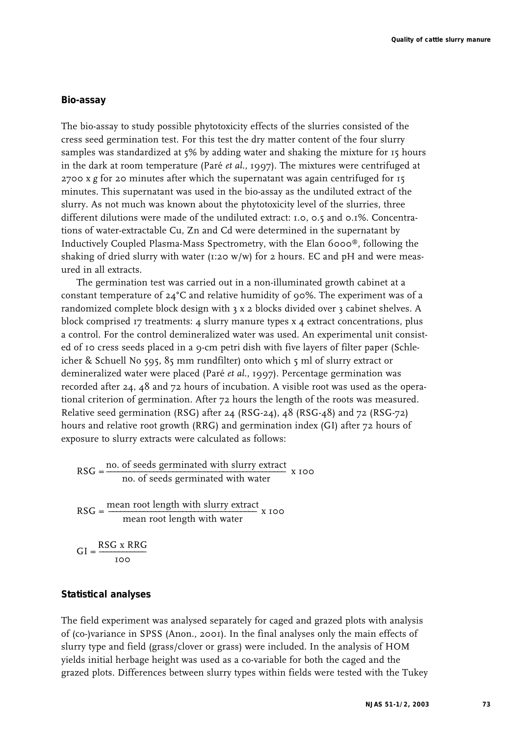## Bio-assay

The bio-assay to study possible phytotoxicity effects of the slurries consisted of the cress seed germination test. For this test the dry matter content of the four slurry samples was standardized at 5% by adding water and shaking the mixture for 15 hours in the dark at room temperature (Paré *et al.*, 1997). The mixtures were centrifuged at 2700 x *g* for 20 minutes after which the supernatant was again centrifuged for 15 minutes. This supernatant was used in the bio-assay as the undiluted extract of the slurry. As not much was known about the phytotoxicity level of the slurries, three different dilutions were made of the undiluted extract: 1.0, 0.5 and 0.1%. Concentrations of water-extractable Cu, Zn and Cd were determined in the supernatant by Inductively Coupled Plasma-Mass Spectrometry, with the Elan 6000®, following the shaking of dried slurry with water (1:20 w/w) for 2 hours. EC and pH and were measured in all extracts.

The germination test was carried out in a non-illuminated growth cabinet at a constant temperature of 24°C and relative humidity of 90%. The experiment was of a randomized complete block design with 3 x 2 blocks divided over 3 cabinet shelves. A block comprised 17 treatments: 4 slurry manure types x 4 extract concentrations, plus a control. For the control demineralized water was used. An experimental unit consisted of 10 cress seeds placed in a 9-cm petri dish with five layers of filter paper (Schleicher & Schuell No 595, 85 mm rundfilter) onto which 5 ml of slurry extract or demineralized water were placed (Paré *et al.*, 1997). Percentage germination was recorded after 24, 48 and 72 hours of incubation. A visible root was used as the operational criterion of germination. After 72 hours the length of the roots was measured. Relative seed germination (RSG) after 24 (RSG-24), 48 (RSG-48) and 72 (RSG-72) hours and relative root growth (RRG) and germination index (GI) after 72 hours of exposure to slurry extracts were calculated as follows:

$$RSG = \frac{\text{no. of seeds germinated with slurry extract}}{\text{no. of seeds germinated with water}} \times 100$$

$$RSG = \frac{\text{mean root length with slurry extract}}{\text{mean root length with water}} \times 100$$

$$GI = \frac{RSG \times RRG}{100}$$

## Statistical analyses

The field experiment was analysed separately for caged and grazed plots with analysis of (co-)variance in SPSS (Anon., 2001). In the final analyses only the main effects of slurry type and field (grass/clover or grass) were included. In the analysis of HOM yields initial herbage height was used as a co-variable for both the caged and the grazed plots. Differences between slurry types within fields were tested with the Tukey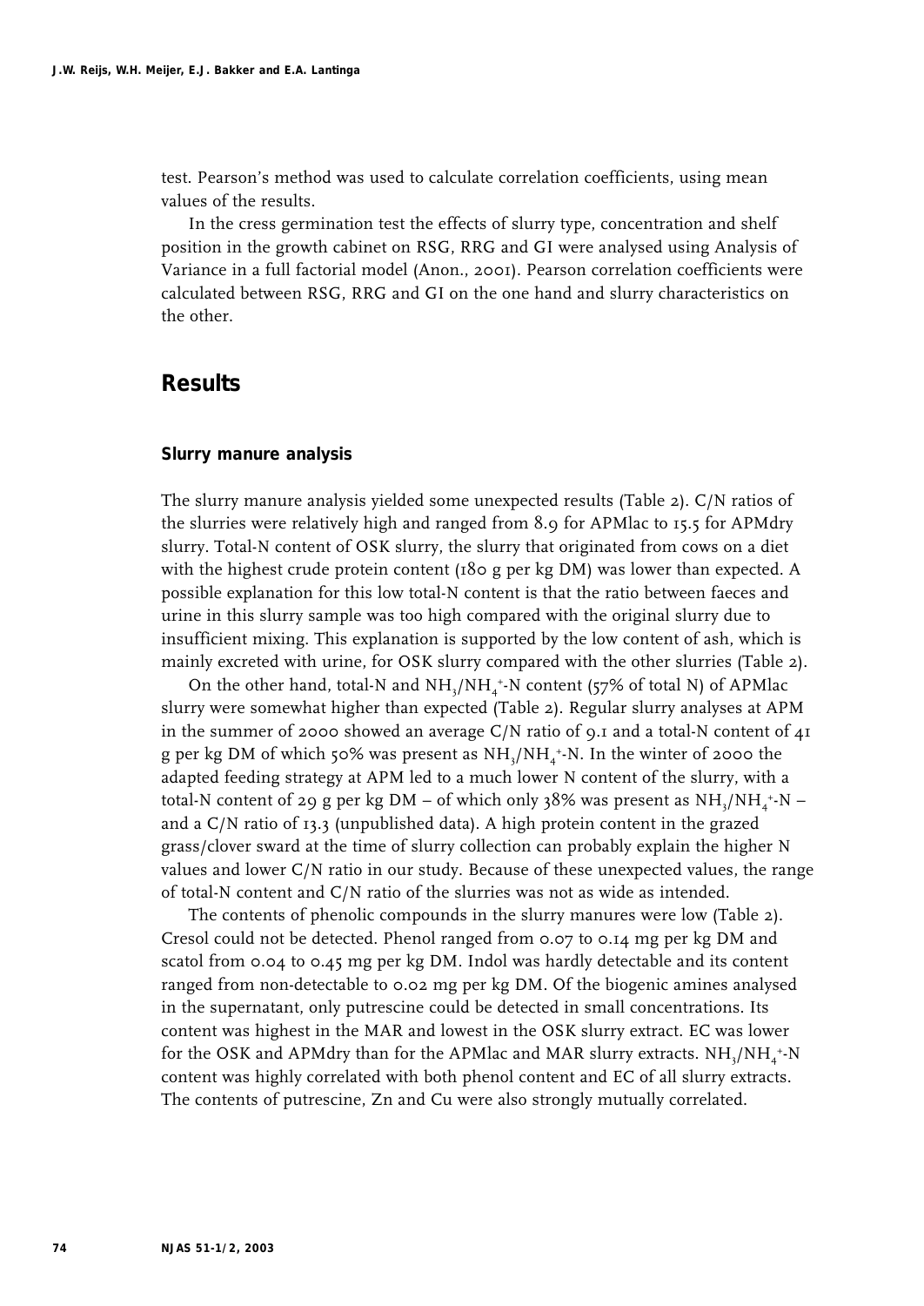test. Pearson's method was used to calculate correlation coefficients, using mean values of the results.

In the cress germination test the effects of slurry type, concentration and shelf position in the growth cabinet on RSG, RRG and GI were analysed using Analysis of Variance in a full factorial model (Anon., 2001). Pearson correlation coefficients were calculated between RSG, RRG and GI on the one hand and slurry characteristics on the other.

## Results

### Slurry manure analysis

The slurry manure analysis yielded some unexpected results (Table 2). C/N ratios of the slurries were relatively high and ranged from 8.9 for APMlac to 15.5 for APMdry slurry. Total-N content of OSK slurry, the slurry that originated from cows on a diet with the highest crude protein content (180 g per kg DM) was lower than expected. A possible explanation for this low total-N content is that the ratio between faeces and urine in this slurry sample was too high compared with the original slurry due to insufficient mixing. This explanation is supported by the low content of ash, which is mainly excreted with urine, for OSK slurry compared with the other slurries (Table 2).

On the other hand, total-N and $NH_3/NH_4^+$-N content (57% of total N) of APMlac slurry were somewhat higher than expected (Table 2). Regular slurry analyses at APM in the summer of 2000 showed an average C/N ratio of 9.1 and a total-N content of 41 g per kg DM of which 50% was present as $NH_3/NH_4^+$-N. In the winter of 2000 the adapted feeding strategy at APM led to a much lower N content of the slurry, with a total-N content of 29 g per kg DM – of which only 38% was present as $NH_3/NH_4^+$-N – and a C/N ratio of 13.3 (unpublished data). A high protein content in the grazed grass/clover sward at the time of slurry collection can probably explain the higher N values and lower C/N ratio in our study. Because of these unexpected values, the range of total-N content and C/N ratio of the slurries was not as wide as intended.

The contents of phenolic compounds in the slurry manures were low (Table 2). Cresol could not be detected. Phenol ranged from 0.07 to 0.14 mg per kg DM and scatol from 0.04 to 0.45 mg per kg DM. Indol was hardly detectable and its content ranged from non-detectable to 0.02 mg per kg DM. Of the biogenic amines analysed in the supernatant, only putrescine could be detected in small concentrations. Its content was highest in the MAR and lowest in the OSK slurry extract. EC was lower for the OSK and APMdry than for the APMlac and MAR slurry extracts. $NH_3/NH_4^+$-N content was highly correlated with both phenol content and EC of all slurry extracts. The contents of putrescine, Zn and Cu were also strongly mutually correlated.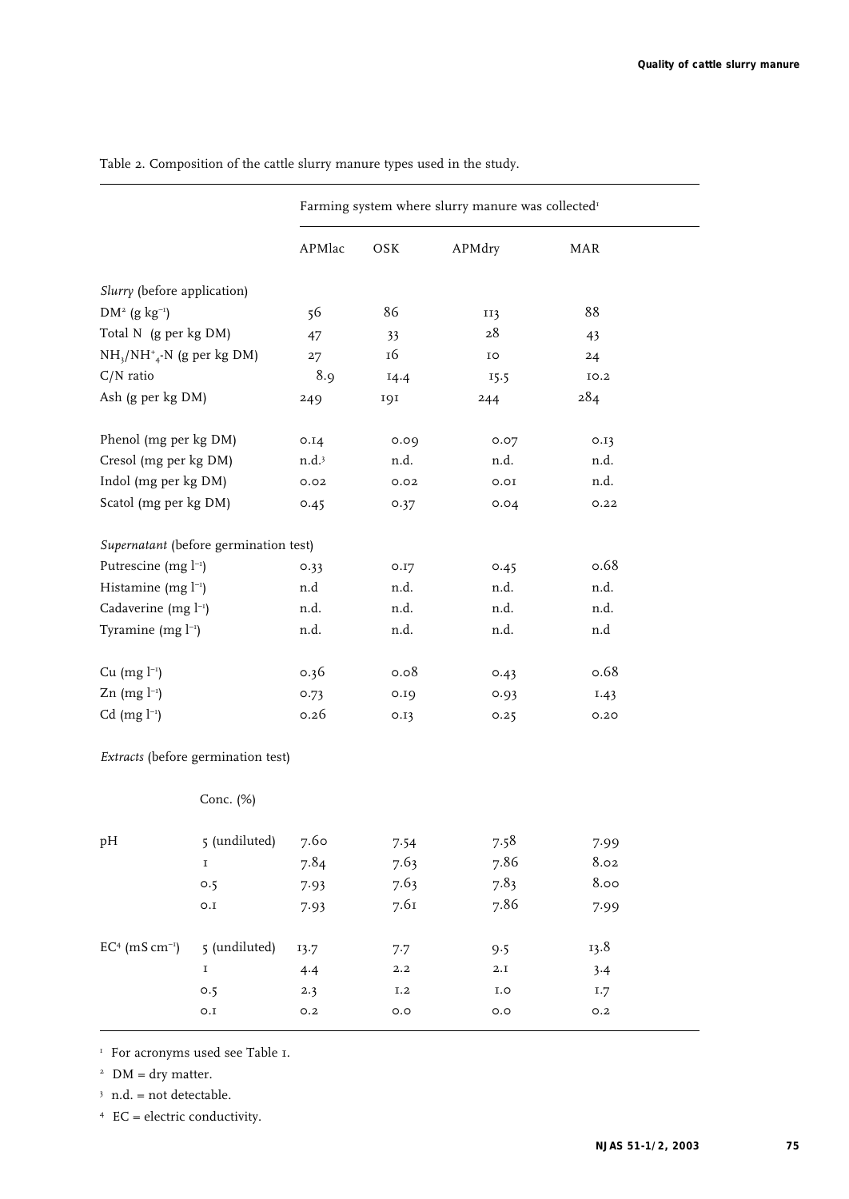Table 2. Composition of the cattle slurry manure types used in the study.

| | | Farming system where slurry manure was collected[1] | | | |
|---|---|---|---|---|---|
| | | APMlac | OSK | APMdry | MAR |
| *Slurry* (before application) | | | | | |
| DM[2] (g kg$^{-1}$) | | 56 | 86 | 113 | 88 |
| Total N (g per kg DM) | | 47 | 33 | 28 | 43 |
| $NH_3$/$NH_4^+$-N (g per kg DM) | | 27 | 16 | 10 | 24 |
| C/N ratio | | 8.9 | 14.4 | 15.5 | 10.2 |
| Ash (g per kg DM) | | 249 | 191 | 244 | 284 |
| Phenol (mg per kg DM) | | 0.14 | 0.09 | 0.07 | 0.13 |
| Cresol (mg per kg DM) | | n.d.[3] | n.d. | n.d. | n.d. |
| Indol (mg per kg DM) | | 0.02 | 0.02 | 0.01 | n.d. |
| Scatol (mg per kg DM) | | 0.45 | 0.37 | 0.04 | 0.22 |
| *Supernatant* (before germination test) | | | | | |
| Putrescine (mg l$^{-1}$) | | 0.33 | 0.17 | 0.45 | 0.68 |
| Histamine (mg l$^{-1}$) | | n.d | n.d. | n.d. | n.d. |
| Cadaverine (mg l$^{-1}$) | | n.d. | n.d. | n.d. | n.d. |
| Tyramine (mg l$^{-1}$) | | n.d. | n.d. | n.d. | n.d |
| Cu (mg l$^{-1}$) | | 0.36 | 0.08 | 0.43 | 0.68 |
| Zn (mg l$^{-1}$) | | 0.73 | 0.19 | 0.93 | 1.43 |
| Cd (mg l$^{-1}$) | | 0.26 | 0.13 | 0.25 | 0.20 |
| *Extracts* (before germination test) | | | | | |
| | Conc. (%) | | | | |
| pH | 5 (undiluted) | 7.60 | 7.54 | 7.58 | 7.99 |
| | 1 | 7.84 | 7.63 | 7.86 | 8.02 |
| | 0.5 | 7.93 | 7.63 | 7.83 | 8.00 |
| | 0.1 | 7.93 | 7.61 | 7.86 | 7.99 |
| EC[4] (mS cm$^{-1}$) | 5 (undiluted) | 13.7 | 7.7 | 9.5 | 13.8 |
| | 1 | 4.4 | 2.2 | 2.1 | 3.4 |
| | 0.5 | 2.3 | 1.2 | 1.0 | 1.7 |
| | 0.1 | 0.2 | 0.0 | 0.0 | 0.2 |

[1] For acronyms used see Table 1.

[2] DM = dry matter.

[3] n.d. = not detectable.

[4] EC = electric conductivity.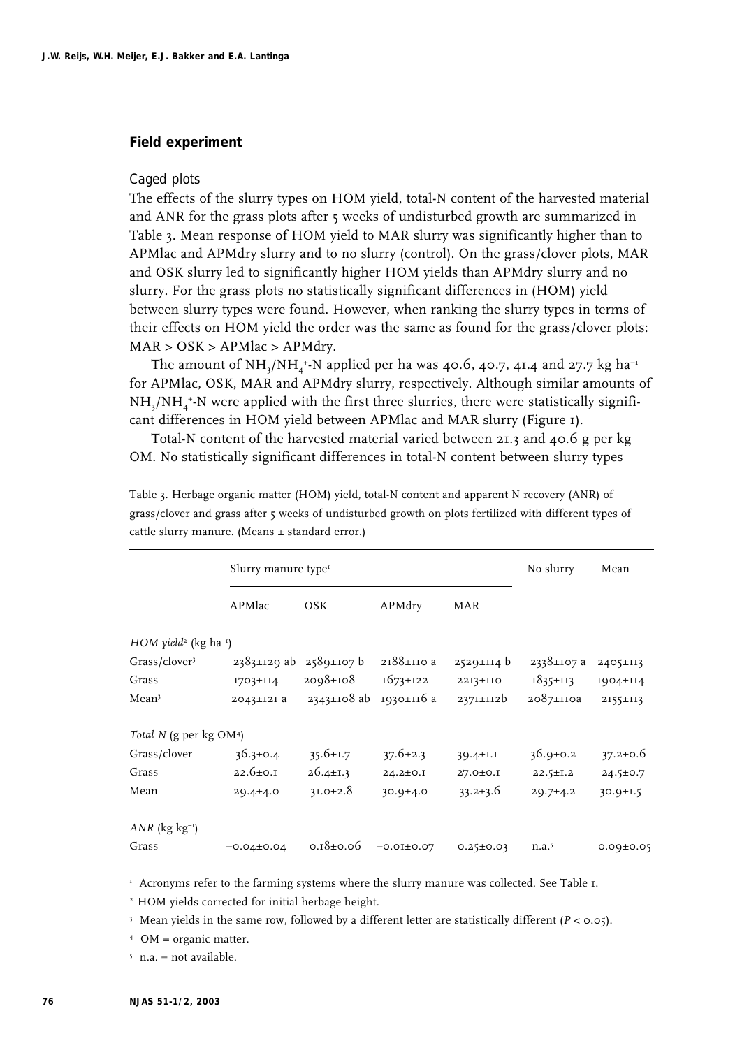## Field experiment

### Caged plots

The effects of the slurry types on HOM yield, total-N content of the harvested material and ANR for the grass plots after 5 weeks of undisturbed growth are summarized in Table 3. Mean response of HOM yield to MAR slurry was significantly higher than to APMlac and APMdry slurry and to no slurry (control). On the grass/clover plots, MAR and OSK slurry led to significantly higher HOM yields than APMdry slurry and no slurry. For the grass plots no statistically significant differences in (HOM) yield between slurry types were found. However, when ranking the slurry types in terms of their effects on HOM yield the order was the same as found for the grass/clover plots: MAR > OSK > APMlac > APMdry.

The amount of $NH_3/NH_4^+$-N applied per ha was 40.6, 40.7, 41.4 and 27.7 kg ha$^{-1}$ for APMlac, OSK, MAR and APMdry slurry, respectively. Although similar amounts of $NH_3/NH_4^+$-N were applied with the first three slurries, there were statistically significant differences in HOM yield between APMlac and MAR slurry (Figure 1).

Total-N content of the harvested material varied between 21.3 and 40.6 g per kg OM. No statistically significant differences in total-N content between slurry types

Table 3. Herbage organic matter (HOM) yield, total-N content and apparent N recovery (ANR) of grass/clover and grass after 5 weeks of undisturbed growth on plots fertilized with different types of cattle slurry manure. (Means ± standard error.)

| | Slurry manure type[1] | | | | No slurry | Mean |
|---|---|---|---|---|---|---|
| | APMlac | OSK | APMdry | MAR | | |
| *HOM yield*[2] (kg ha$^{-1}$) | | | | | | |
| Grass/clover[3] | 2383±129 ab | 2589±107 b | 2188±110 a | 2529±114 b | 2338±107 a | 2405±113 |
| Grass | 1703±114 | 2098±108 | 1673±122 | 2213±110 | 1835±113 | 1904±114 |
| Mean[3] | 2043±121 a | 2343±108 ab | 1930±116 a | 2371±112b | 2087±110a | 2155±113 |
| *Total N* (g per kg OM[4]) | | | | | | |
| Grass/clover | 36.3±0.4 | 35.6±1.7 | 37.6±2.3 | 39.4±1.1 | 36.9±0.2 | 37.2±0.6 |
| Grass | 22.6±0.1 | 26.4±1.3 | 24.2±0.1 | 27.0±0.1 | 22.5±1.2 | 24.5±0.7 |
| Mean | 29.4±4.0 | 31.0±2.8 | 30.9±4.0 | 33.2±3.6 | 29.7±4.2 | 30.9±1.5 |
| *ANR* (kg kg$^{-1}$) | | | | | | |
| Grass | −0.04±0.04 | 0.18±0.06 | −0.01±0.07 | 0.25±0.03 | n.a.[5] | 0.09±0.05 |

[1] Acronyms refer to the farming systems where the slurry manure was collected. See Table 1.

[2] HOM yields corrected for initial herbage height.

[3] Mean yields in the same row, followed by a different letter are statistically different ($P < 0.05$).

[4] OM = organic matter.

[5] n.a. = not available.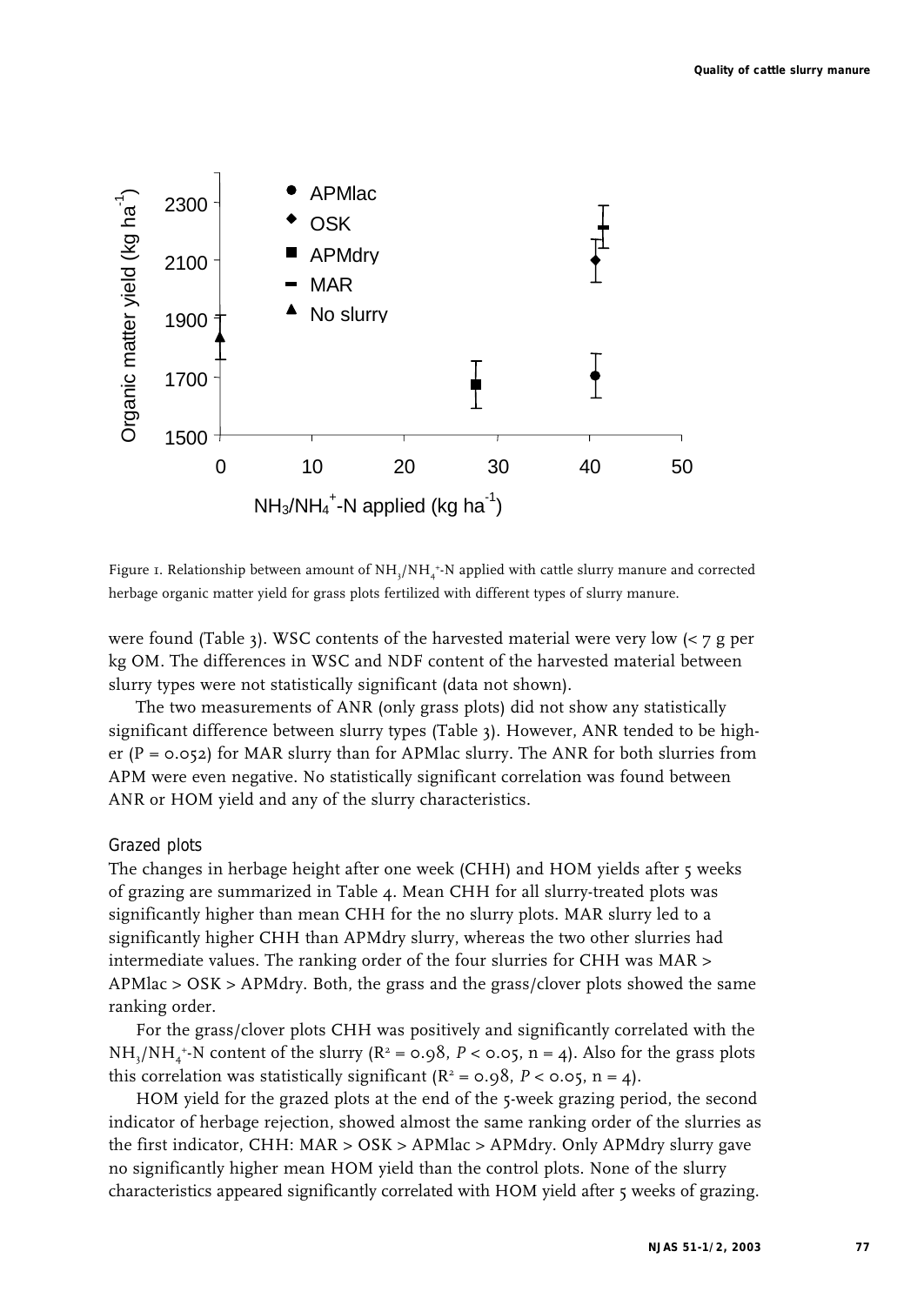Figure 1. Relationship between amount of $NH_3/NH_4^+$-N applied with cattle slurry manure and corrected herbage organic matter yield for grass plots fertilized with different types of slurry manure.

were found (Table 3). WSC contents of the harvested material were very low (< 7 g per kg OM. The differences in WSC and NDF content of the harvested material between slurry types were not statistically significant (data not shown).

The two measurements of ANR (only grass plots) did not show any statistically significant difference between slurry types (Table 3). However, ANR tended to be higher ($P = 0.052$) for MAR slurry than for APMlac slurry. The ANR for both slurries from APM were even negative. No statistically significant correlation was found between ANR or HOM yield and any of the slurry characteristics.

### Grazed plots

The changes in herbage height after one week (CHH) and HOM yields after 5 weeks of grazing are summarized in Table 4. Mean CHH for all slurry-treated plots was significantly higher than mean CHH for the no slurry plots. MAR slurry led to a significantly higher CHH than APMdry slurry, whereas the two other slurries had intermediate values. The ranking order of the four slurries for CHH was MAR > APMlac > OSK > APMdry. Both, the grass and the grass/clover plots showed the same ranking order.

For the grass/clover plots CHH was positively and significantly correlated with the $NH_3/NH_4^+$-N content of the slurry ($R^2 = 0.98$, $P < 0.05$, $n = 4$). Also for the grass plots this correlation was statistically significant ($R^2 = 0.98$, $P < 0.05$, $n = 4$).

HOM yield for the grazed plots at the end of the 5-week grazing period, the second indicator of herbage rejection, showed almost the same ranking order of the slurries as the first indicator, CHH: MAR > OSK > APMlac > APMdry. Only APMdry slurry gave no significantly higher mean HOM yield than the control plots. None of the slurry characteristics appeared significantly correlated with HOM yield after 5 weeks of grazing.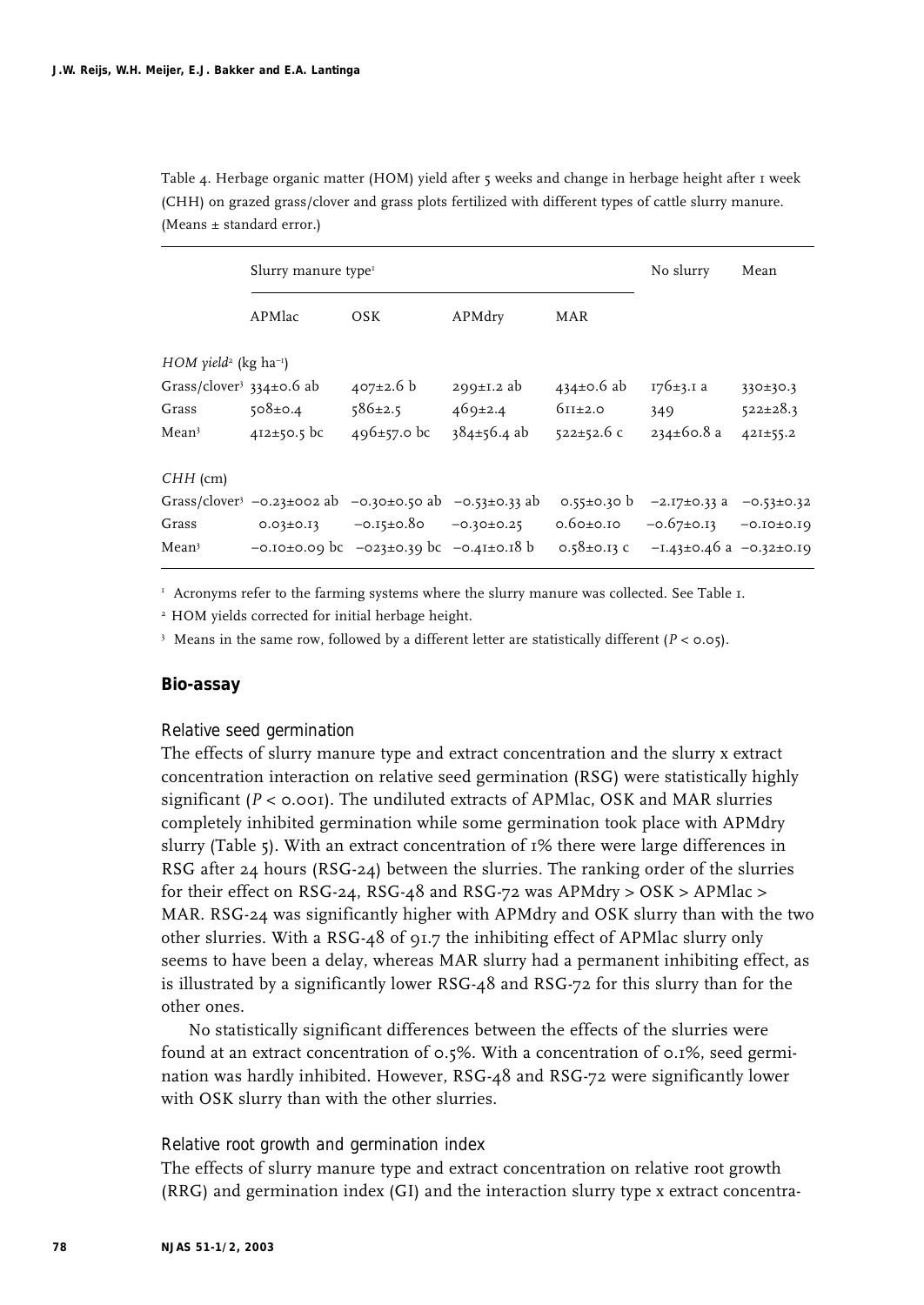Table 4. Herbage organic matter (HOM) yield after 5 weeks and change in herbage height after 1 week (CHH) on grazed grass/clover and grass plots fertilized with different types of cattle slurry manure. (Means ± standard error.)

| | Slurry manure type[1] | | | | No slurry | Mean |
|---|---|---|---|---|---|---|
| | APMlac | OSK | APMdry | MAR | | |
| *HOM yield*[2] (kg ha$^{-1}$) | | | | | | |
| Grass/clover[3] | 334±0.6 ab | 407±2.6 b | 299±1.2 ab | 434±0.6 ab | 176±3.1 a | 330±30.3 |
| Grass | 508±0.4 | 586±2.5 | 469±2.4 | 611±2.0 | 349 | 522±28.3 |
| Mean[3] | 412±50.5 bc | 496±57.0 bc | 384±56.4 ab | 522±52.6 c | 234±60.8 a | 421±55.2 |
| *CHH* (cm) | | | | | | |
| Grass/clover[3] | −0.23±002 ab | −0.30±0.50 ab | −0.53±0.33 ab | 0.55±0.30 b | −2.17±0.33 a | −0.53±0.32 |
| Grass | 0.03±0.13 | −0.15±0.80 | −0.30±0.25 | 0.60±0.10 | −0.67±0.13 | −0.10±0.19 |
| Mean[3] | −0.10±0.09 bc | −023±0.39 bc | −0.41±0.18 b | 0.58±0.13 c | −1.43±0.46 a | −0.32±0.19 |

[1] Acronyms refer to the farming systems where the slurry manure was collected. See Table 1.

[2] HOM yields corrected for initial herbage height.

[3] Means in the same row, followed by a different letter are statistically different ($P < 0.05$).

## Bio-assay

### Relative seed germination

The effects of slurry manure type and extract concentration and the slurry x extract concentration interaction on relative seed germination (RSG) were statistically highly significant ($P < 0.001$). The undiluted extracts of APMlac, OSK and MAR slurries completely inhibited germination while some germination took place with APMdry slurry (Table 5). With an extract concentration of 1% there were large differences in RSG after 24 hours (RSG-24) between the slurries. The ranking order of the slurries for their effect on RSG-24, RSG-48 and RSG-72 was APMdry > OSK > APMlac > MAR. RSG-24 was significantly higher with APMdry and OSK slurry than with the two other slurries. With a RSG-48 of 91.7 the inhibiting effect of APMlac slurry only seems to have been a delay, whereas MAR slurry had a permanent inhibiting effect, as is illustrated by a significantly lower RSG-48 and RSG-72 for this slurry than for the other ones.

No statistically significant differences between the effects of the slurries were found at an extract concentration of 0.5%. With a concentration of 0.1%, seed germination was hardly inhibited. However, RSG-48 and RSG-72 were significantly lower with OSK slurry than with the other slurries.

### Relative root growth and germination index

The effects of slurry manure type and extract concentration on relative root growth (RRG) and germination index (GI) and the interaction slurry type x extract concentra-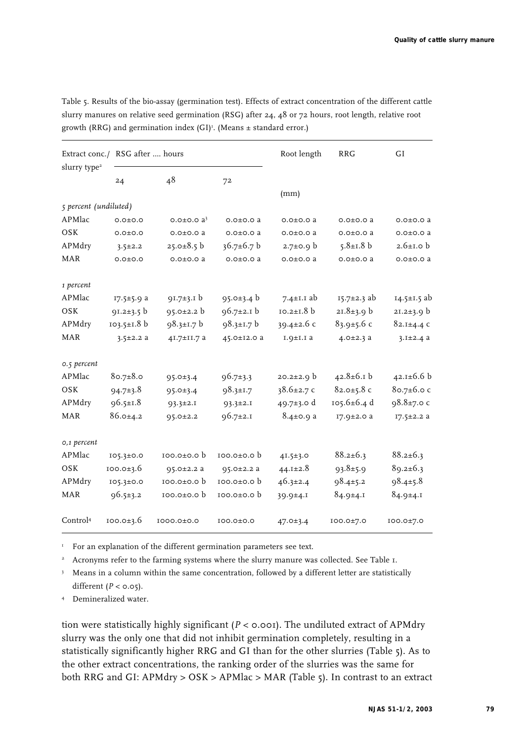Table 5. Results of the bio-assay (germination test). Effects of extract concentration of the different cattle slurry manures on relative seed germination (RSG) after 24, 48 or 72 hours, root length, relative root growth (RRG) and germination index (GI)[1]. (Means ± standard error.)

| Extract conc./ slurry type[2] | RSG after .... hours | | | Root length | RRG | GI |
|---|---|---|---|---|---|---|
| | 24 | 48 | 72 | (mm) | | |
| *5 percent (undiluted)* | | | | | | |
| APMlac | 0.0±0.0 | 0.0±0.0 a[3] | 0.0±0.0 a | 0.0±0.0 a | 0.0±0.0 a | 0.0±0.0 a |
| OSK | 0.0±0.0 | 0.0±0.0 a | 0.0±0.0 a | 0.0±0.0 a | 0.0±0.0 a | 0.0±0.0 a |
| APMdry | 3.5±2.2 | 25.0±8.5 b | 36.7±6.7 b | 2.7±0.9 b | 5.8±1.8 b | 2.6±1.0 b |
| MAR | 0.0±0.0 | 0.0±0.0 a | 0.0±0.0 a | 0.0±0.0 a | 0.0±0.0 a | 0.0±0.0 a |
| *1 percent* | | | | | | |
| APMlac | 17.5±5.9 a | 91.7±3.1 b | 95.0±3.4 b | 7.4±1.1 ab | 15.7±2.3 ab | 14.5±1.5 ab |
| OSK | 91.2±3.5 b | 95.0±2.2 b | 96.7±2.1 b | 10.2±1.8 b | 21.8±3.9 b | 21.2±3.9 b |
| APMdry | 103.5±1.8 b | 98.3±1.7 b | 98.3±1.7 b | 39.4±2.6 c | 83.9±5.6 c | 82.1±4.4 c |
| MAR | 3.5±2.2 a | 41.7±11.7 a | 45.0±12.0 a | 1.9±1.1 a | 4.0±2.3 a | 3.1±2.4 a |
| *0.5 percent* | | | | | | |
| APMlac | 80.7±8.0 | 95.0±3.4 | 96.7±3.3 | 20.2±2.9 b | 42.8±6.1 b | 42.1±6.6 b |
| OSK | 94.7±3.8 | 95.0±3.4 | 98.3±1.7 | 38.6±2.7 c | 82.0±5.8 c | 80.7±6.0 c |
| APMdry | 96.5±1.8 | 93.3±2.1 | 93.3±2.1 | 49.7±3.0 d | 105.6±6.4 d | 98.8±7.0 c |
| MAR | 86.0±4.2 | 95.0±2.2 | 96.7±2.1 | 8.4±0.9 a | 17.9±2.0 a | 17.5±2.2 a |
| *0,1 percent* | | | | | | |
| APMlac | 105.3±0.0 | 100.0±0.0 b | 100.0±0.0 b | 41.5±3.0 | 88.2±6.3 | 88.2±6.3 |
| OSK | 100.0±3.6 | 95.0±2.2 a | 95.0±2.2 a | 44.1±2.8 | 93.8±5.9 | 89.2±6.3 |
| APMdry | 105.3±0.0 | 100.0±0.0 b | 100.0±0.0 b | 46.3±2.4 | 98.4±5.2 | 98.4±5.8 |
| MAR | 96.5±3.2 | 100.0±0.0 b | 100.0±0.0 b | 39.9±4.1 | 84.9±4.1 | 84.9±4.1 |
| Control[4] | 100.0±3.6 | 1000.0±0.0 | 100.0±0.0 | 47.0±3.4 | 100.0±7.0 | 100.0±7.0 |

[1] For an explanation of the different germination parameters see text.

[2] Acronyms refer to the farming systems where the slurry manure was collected. See Table 1.

[3] Means in a column within the same concentration, followed by a different letter are statistically different ($P < 0.05$).

[4] Demineralized water.

tion were statistically highly significant ($P < 0.001$). The undiluted extract of APMdry slurry was the only one that did not inhibit germination completely, resulting in a statistically significantly higher RRG and GI than for the other slurries (Table 5). As to the other extract concentrations, the ranking order of the slurries was the same for both RRG and GI: APMdry > OSK > APMlac > MAR (Table 5). In contrast to an extract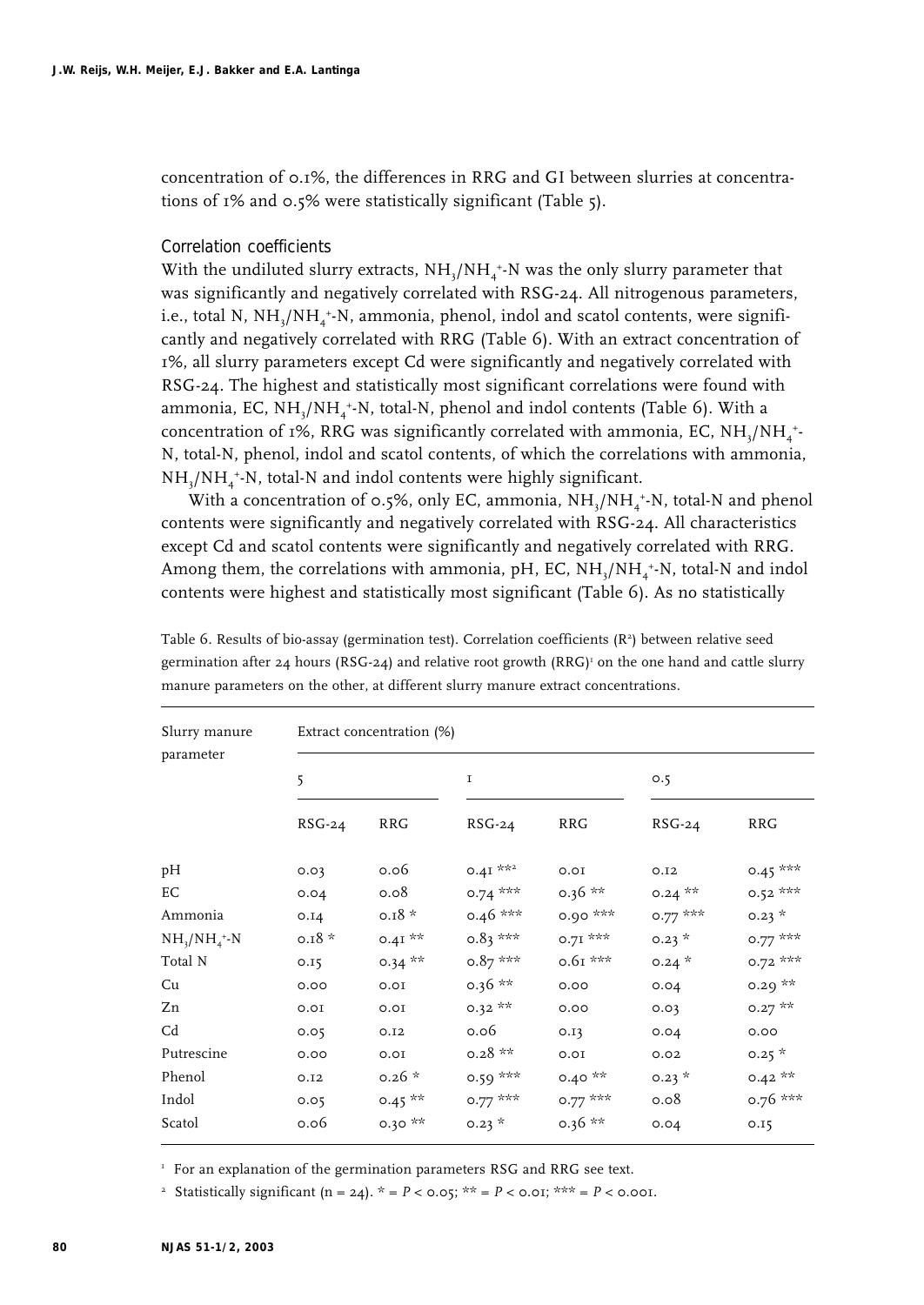concentration of 0.1%, the differences in RRG and GI between slurries at concentrations of 1% and 0.5% were statistically significant (Table 5).

### Correlation coefficients

With the undiluted slurry extracts, $NH_3/NH_4^+$-N was the only slurry parameter that was significantly and negatively correlated with RSG-24. All nitrogenous parameters, i.e., total N, $NH_3/NH_4^+$-N, ammonia, phenol, indol and scatol contents, were significantly and negatively correlated with RRG (Table 6). With an extract concentration of 1%, all slurry parameters except Cd were significantly and negatively correlated with RSG-24. The highest and statistically most significant correlations were found with ammonia, EC, $NH_3/NH_4^+$-N, total-N, phenol and indol contents (Table 6). With a concentration of 1%, RRG was significantly correlated with ammonia, EC, $NH_3/NH_4^+$-N, total-N, phenol, indol and scatol contents, of which the correlations with ammonia, $NH_3/NH_4^+$-N, total-N and indol contents were highly significant.

With a concentration of 0.5%, only EC, ammonia, $NH_3/NH_4^+$-N, total-N and phenol contents were significantly and negatively correlated with RSG-24. All characteristics except Cd and scatol contents were significantly and negatively correlated with RRG. Among them, the correlations with ammonia, pH, EC, $NH_3/NH_4^+$-N, total-N and indol contents were highest and statistically most significant (Table 6). As no statistically

Table 6. Results of bio-assay (germination test). Correlation coefficients ($R^2$) between relative seed germination after 24 hours (RSG-24) and relative root growth (RRG)[1] on the one hand and cattle slurry manure parameters on the other, at different slurry manure extract concentrations.

| Slurry manure parameter | Extract concentration (%) | | | | | |
|---|---|---|---|---|---|---|
| | 5 | | 1 | | 0.5 | |
| | RSG-24 | RRG | RSG-24 | RRG | RSG-24 | RRG |
| pH | 0.03 | 0.06 | 0.41 **[2] | 0.01 | 0.12 | 0.45 *** |
| EC | 0.04 | 0.08 | 0.74 *** | 0.36 ** | 0.24 ** | 0.52 *** |
| Ammonia | 0.14 | 0.18 * | 0.46 *** | 0.90 *** | 0.77 *** | 0.23 * |
| $NH_3/NH_4^+$-N | 0.18 * | 0.41 ** | 0.83 *** | 0.71 *** | 0.23 * | 0.77 *** |
| Total N | 0.15 | 0.34 ** | 0.87 *** | 0.61 *** | 0.24 * | 0.72 *** |
| Cu | 0.00 | 0.01 | 0.36 ** | 0.00 | 0.04 | 0.29 ** |
| Zn | 0.01 | 0.01 | 0.32 ** | 0.00 | 0.03 | 0.27 ** |
| Cd | 0.05 | 0.12 | 0.06 | 0.13 | 0.04 | 0.00 |
| Putrescine | 0.00 | 0.01 | 0.28 ** | 0.01 | 0.02 | 0.25 * |
| Phenol | 0.12 | 0.26 * | 0.59 *** | 0.40 ** | 0.23 * | 0.42 ** |
| Indol | 0.05 | 0.45 ** | 0.77 *** | 0.77 *** | 0.08 | 0.76 *** |
| Scatol | 0.06 | 0.30 ** | 0.23 * | 0.36 ** | 0.04 | 0.15 |

[1] For an explanation of the germination parameters RSG and RRG see text.

[2] Statistically significant (n = 24). * = $P < 0.05$; ** = $P < 0.01$; *** = $P < 0.001$.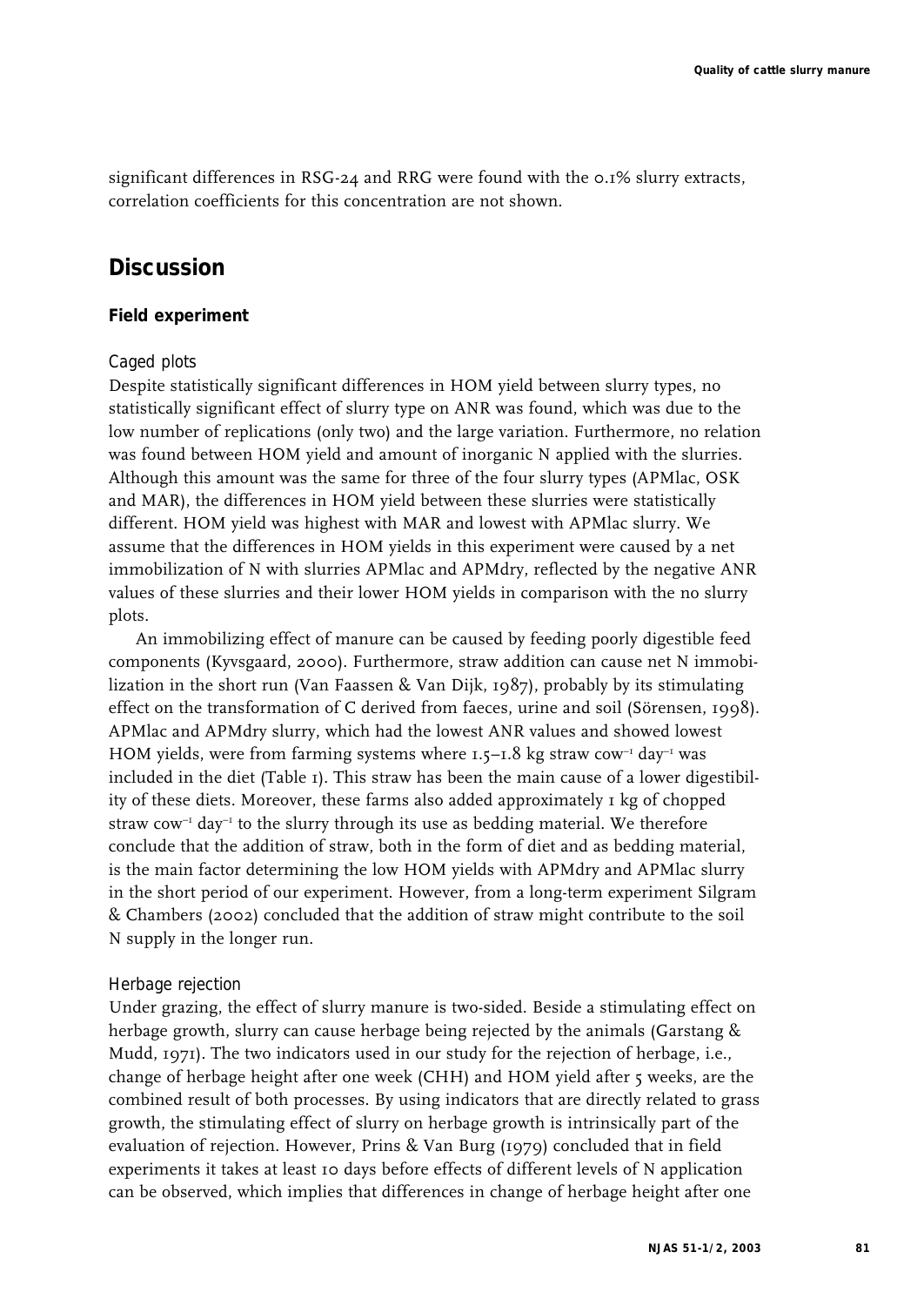significant differences in RSG-24 and RRG were found with the 0.1% slurry extracts, correlation coefficients for this concentration are not shown.

## Discussion

### Field experiment

#### Caged plots

Despite statistically significant differences in HOM yield between slurry types, no statistically significant effect of slurry type on ANR was found, which was due to the low number of replications (only two) and the large variation. Furthermore, no relation was found between HOM yield and amount of inorganic N applied with the slurries. Although this amount was the same for three of the four slurry types (APMlac, OSK and MAR), the differences in HOM yield between these slurries were statistically different. HOM yield was highest with MAR and lowest with APMlac slurry. We assume that the differences in HOM yields in this experiment were caused by a net immobilization of N with slurries APMlac and APMdry, reflected by the negative ANR values of these slurries and their lower HOM yields in comparison with the no slurry plots.

An immobilizing effect of manure can be caused by feeding poorly digestible feed components (Kyvsgaard, 2000). Furthermore, straw addition can cause net N immobilization in the short run (Van Faassen & Van Dijk, 1987), probably by its stimulating effect on the transformation of C derived from faeces, urine and soil (Sörensen, 1998). APMlac and APMdry slurry, which had the lowest ANR values and showed lowest HOM yields, were from farming systems where 1.5–1.8 kg straw $cow^{-1}$ $day^{-1}$ was included in the diet (Table 1). This straw has been the main cause of a lower digestibility of these diets. Moreover, these farms also added approximately 1 kg of chopped straw $cow^{-1}$ $day^{-1}$ to the slurry through its use as bedding material. We therefore conclude that the addition of straw, both in the form of diet and as bedding material, is the main factor determining the low HOM yields with APMdry and APMlac slurry in the short period of our experiment. However, from a long-term experiment Silgram & Chambers (2002) concluded that the addition of straw might contribute to the soil N supply in the longer run.

#### Herbage rejection

Under grazing, the effect of slurry manure is two-sided. Beside a stimulating effect on herbage growth, slurry can cause herbage being rejected by the animals (Garstang & Mudd, 1971). The two indicators used in our study for the rejection of herbage, i.e., change of herbage height after one week (CHH) and HOM yield after 5 weeks, are the combined result of both processes. By using indicators that are directly related to grass growth, the stimulating effect of slurry on herbage growth is intrinsically part of the evaluation of rejection. However, Prins & Van Burg (1979) concluded that in field experiments it takes at least 10 days before effects of different levels of N application can be observed, which implies that differences in change of herbage height after one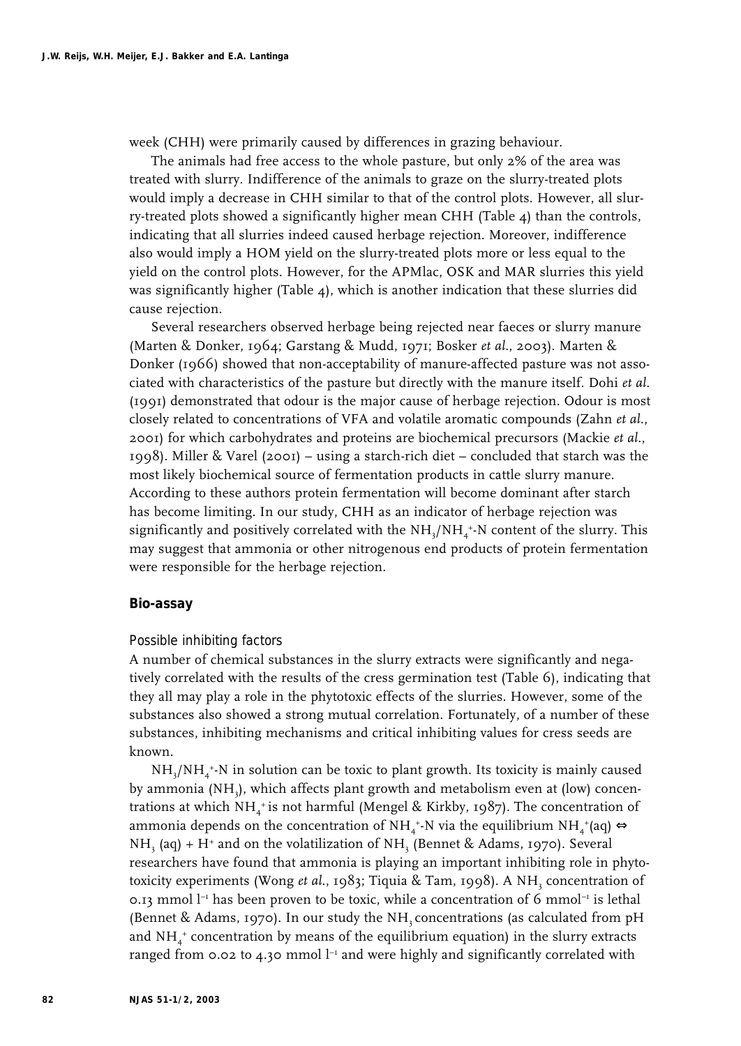week (CHH) were primarily caused by differences in grazing behaviour.

The animals had free access to the whole pasture, but only 2% of the area was treated with slurry. Indifference of the animals to graze on the slurry-treated plots would imply a decrease in CHH similar to that of the control plots. However, all slurry-treated plots showed a significantly higher mean CHH (Table 4) than the controls, indicating that all slurries indeed caused herbage rejection. Moreover, indifference also would imply a HOM yield on the slurry-treated plots more or less equal to the yield on the control plots. However, for the APMlac, OSK and MAR slurries this yield was significantly higher (Table 4), which is another indication that these slurries did cause rejection.

Several researchers observed herbage being rejected near faeces or slurry manure (Marten & Donker, 1964; Garstang & Mudd, 1971; Bosker *et al.*, 2003). Marten & Donker (1966) showed that non-acceptability of manure-affected pasture was not associated with characteristics of the pasture but directly with the manure itself. Dohi *et al.* (1991) demonstrated that odour is the major cause of herbage rejection. Odour is most closely related to concentrations of VFA and volatile aromatic compounds (Zahn *et al.*, 2001) for which carbohydrates and proteins are biochemical precursors (Mackie *et al.*, 1998). Miller & Varel (2001) – using a starch-rich diet – concluded that starch was the most likely biochemical source of fermentation products in cattle slurry manure. According to these authors protein fermentation will become dominant after starch has become limiting. In our study, CHH as an indicator of herbage rejection was significantly and positively correlated with the $NH_3/NH_4^+$-N content of the slurry. This may suggest that ammonia or other nitrogenous end products of protein fermentation were responsible for the herbage rejection.

## Bio-assay

### Possible inhibiting factors

A number of chemical substances in the slurry extracts were significantly and negatively correlated with the results of the cress germination test (Table 6), indicating that they all may play a role in the phytotoxic effects of the slurries. However, some of the substances also showed a strong mutual correlation. Fortunately, of a number of these substances, inhibiting mechanisms and critical inhibiting values for cress seeds are known.

$NH_3/NH_4^+$-N in solution can be toxic to plant growth. Its toxicity is mainly caused by ammonia ($NH_3$), which affects plant growth and metabolism even at (low) concentrations at which $NH_4^+$ is not harmful (Mengel & Kirkby, 1987). The concentration of ammonia depends on the concentration of $NH_4^+$-N via the equilibrium $NH_4^+(aq) \Leftrightarrow NH_3\,(aq) + H^+$ and on the volatilization of $NH_3$ (Bennet & Adams, 1970). Several researchers have found that ammonia is playing an important inhibiting role in phytotoxicity experiments (Wong *et al.*, 1983; Tiquia & Tam, 1998). A $NH_3$ concentration of 0.13 mmol $l^{-1}$ has been proven to be toxic, while a concentration of 6 $mmol^{-1}$ is lethal (Bennet & Adams, 1970). In our study the $NH_3$ concentrations (as calculated from pH and $NH_4^+$ concentration by means of the equilibrium equation) in the slurry extracts ranged from 0.02 to 4.30 mmol $l^{-1}$ and were highly and significantly correlated with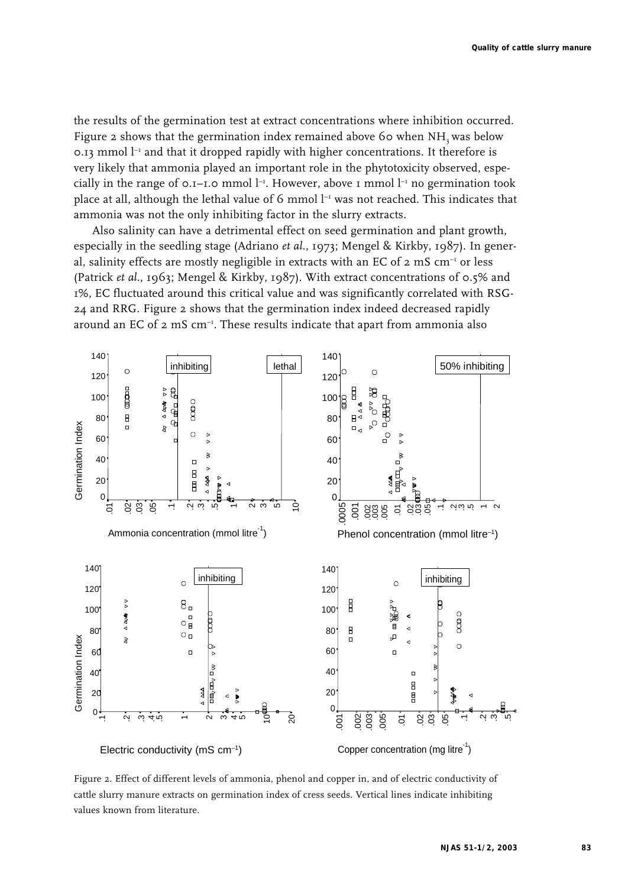the results of the germination test at extract concentrations where inhibition occurred. Figure 2 shows that the germination index remained above 60 when $NH_3$ was below 0.13 mmol $l^{-1}$ and that it dropped rapidly with higher concentrations. It therefore is very likely that ammonia played an important role in the phytotoxicity observed, especially in the range of 0.1–1.0 mmol $l^{-1}$. However, above 1 mmol $l^{-1}$ no germination took place at all, although the lethal value of 6 mmol $l^{-1}$ was not reached. This indicates that ammonia was not the only inhibiting factor in the slurry extracts.

Also salinity can have a detrimental effect on seed germination and plant growth, especially in the seedling stage (Adriano *et al.*, 1973; Mengel & Kirkby, 1987). In general, salinity effects are mostly negligible in extracts with an EC of 2 mS $cm^{-1}$ or less (Patrick *et al.*, 1963; Mengel & Kirkby, 1987). With extract concentrations of 0.5% and 1%, EC fluctuated around this critical value and was significantly correlated with RSG-24 and RRG. Figure 2 shows that the germination index indeed decreased rapidly around an EC of 2 mS $cm^{-1}$. These results indicate that apart from ammonia also

Figure 2. Effect of different levels of ammonia, phenol and copper in, and of electric conductivity of cattle slurry manure extracts on germination index of cress seeds. Vertical lines indicate inhibiting values known from literature.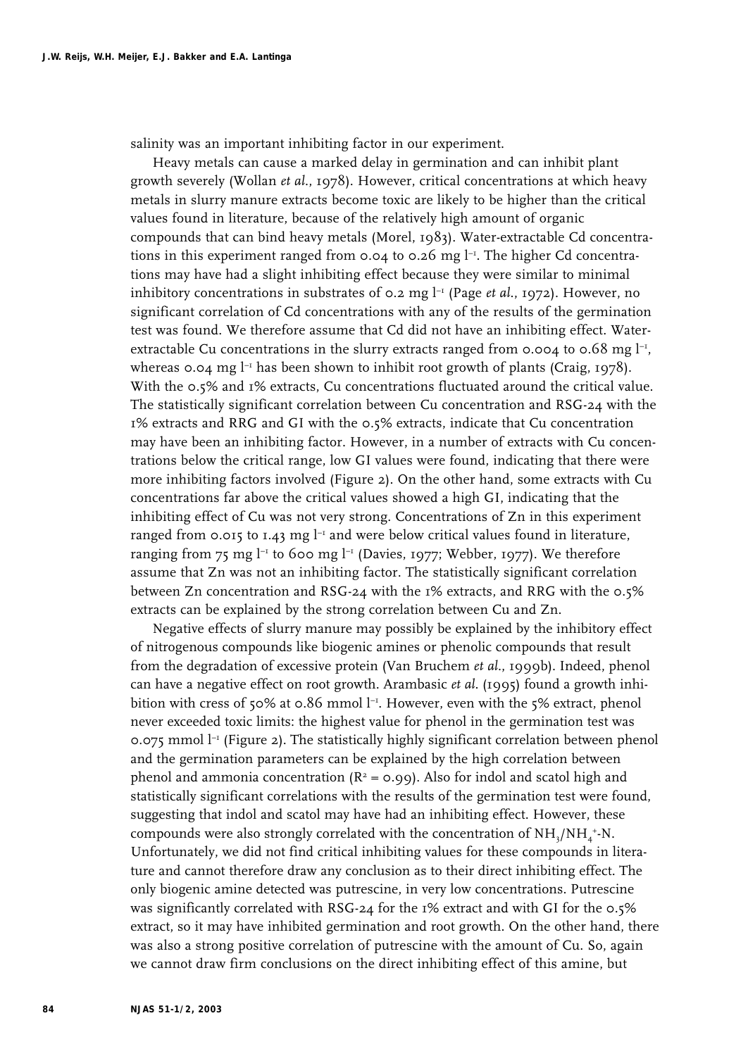salinity was an important inhibiting factor in our experiment.

Heavy metals can cause a marked delay in germination and can inhibit plant growth severely (Wollan *et al.*, 1978). However, critical concentrations at which heavy metals in slurry manure extracts become toxic are likely to be higher than the critical values found in literature, because of the relatively high amount of organic compounds that can bind heavy metals (Morel, 1983). Water-extractable Cd concentrations in this experiment ranged from 0.04 to 0.26 mg $l^{-1}$. The higher Cd concentrations may have had a slight inhibiting effect because they were similar to minimal inhibitory concentrations in substrates of 0.2 mg $l^{-1}$ (Page *et al.*, 1972). However, no significant correlation of Cd concentrations with any of the results of the germination test was found. We therefore assume that Cd did not have an inhibiting effect. Water-extractable Cu concentrations in the slurry extracts ranged from 0.004 to 0.68 mg $l^{-1}$, whereas 0.04 mg $l^{-1}$ has been shown to inhibit root growth of plants (Craig, 1978). With the 0.5% and 1% extracts, Cu concentrations fluctuated around the critical value. The statistically significant correlation between Cu concentration and RSG-24 with the 1% extracts and RRG and GI with the 0.5% extracts, indicate that Cu concentration may have been an inhibiting factor. However, in a number of extracts with Cu concentrations below the critical range, low GI values were found, indicating that there were more inhibiting factors involved (Figure 2). On the other hand, some extracts with Cu concentrations far above the critical values showed a high GI, indicating that the inhibiting effect of Cu was not very strong. Concentrations of Zn in this experiment ranged from 0.015 to 1.43 mg $l^{-1}$ and were below critical values found in literature, ranging from 75 mg $l^{-1}$ to 600 mg $l^{-1}$ (Davies, 1977; Webber, 1977). We therefore assume that Zn was not an inhibiting factor. The statistically significant correlation between Zn concentration and RSG-24 with the 1% extracts, and RRG with the 0.5% extracts can be explained by the strong correlation between Cu and Zn.

Negative effects of slurry manure may possibly be explained by the inhibitory effect of nitrogenous compounds like biogenic amines or phenolic compounds that result from the degradation of excessive protein (Van Bruchem *et al.*, 1999b). Indeed, phenol can have a negative effect on root growth. Arambasic *et al.* (1995) found a growth inhibition with cress of 50% at 0.86 mmol $l^{-1}$. However, even with the 5% extract, phenol never exceeded toxic limits: the highest value for phenol in the germination test was 0.075 mmol $l^{-1}$ (Figure 2). The statistically highly significant correlation between phenol and the germination parameters can be explained by the high correlation between phenol and ammonia concentration ($R^2 = 0.99$). Also for indol and scatol high and statistically significant correlations with the results of the germination test were found, suggesting that indol and scatol may have had an inhibiting effect. However, these compounds were also strongly correlated with the concentration of $NH_3/NH_4^+$-N. Unfortunately, we did not find critical inhibiting values for these compounds in literature and cannot therefore draw any conclusion as to their direct inhibiting effect. The only biogenic amine detected was putrescine, in very low concentrations. Putrescine was significantly correlated with RSG-24 for the 1% extract and with GI for the 0.5% extract, so it may have inhibited germination and root growth. On the other hand, there was also a strong positive correlation of putrescine with the amount of Cu. So, again we cannot draw firm conclusions on the direct inhibiting effect of this amine, but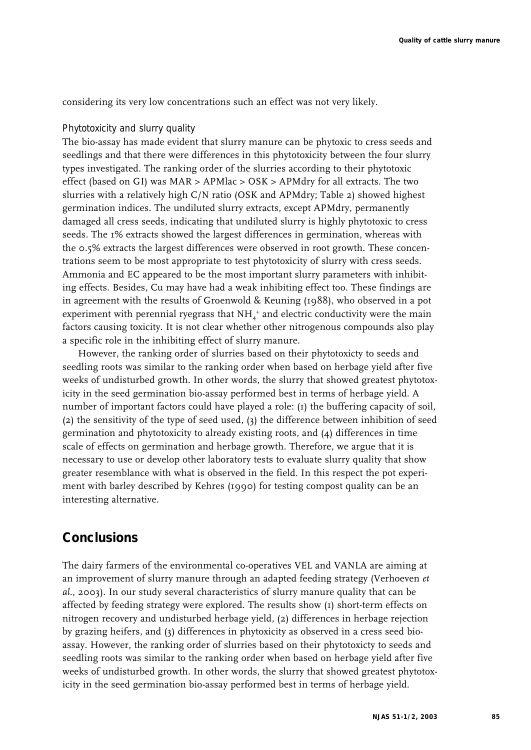considering its very low concentrations such an effect was not very likely.

### Phytotoxicity and slurry quality

The bio-assay has made evident that slurry manure can be phytoxic to cress seeds and seedlings and that there were differences in this phytotoxicity between the four slurry types investigated. The ranking order of the slurries according to their phytotoxic effect (based on GI) was MAR > APMlac > OSK > APMdry for all extracts. The two slurries with a relatively high C/N ratio (OSK and APMdry; Table 2) showed highest germination indices. The undiluted slurry extracts, except APMdry, permanently damaged all cress seeds, indicating that undiluted slurry is highly phytotoxic to cress seeds. The 1% extracts showed the largest differences in germination, whereas with the 0.5% extracts the largest differences were observed in root growth. These concentrations seem to be most appropriate to test phytotoxicity of slurry with cress seeds. Ammonia and EC appeared to be the most important slurry parameters with inhibiting effects. Besides, Cu may have had a weak inhibiting effect too. These findings are in agreement with the results of Groenwold & Keuning (1988), who observed in a pot experiment with perennial ryegrass that $NH_4^+$ and electric conductivity were the main factors causing toxicity. It is not clear whether other nitrogenous compounds also play a specific role in the inhibiting effect of slurry manure.

However, the ranking order of slurries based on their phytotoxicty to seeds and seedling roots was similar to the ranking order when based on herbage yield after five weeks of undisturbed growth. In other words, the slurry that showed greatest phytotoxicity in the seed germination bio-assay performed best in terms of herbage yield. A number of important factors could have played a role: (1) the buffering capacity of soil, (2) the sensitivity of the type of seed used, (3) the difference between inhibition of seed germination and phytotoxicity to already existing roots, and (4) differences in time scale of effects on germination and herbage growth. Therefore, we argue that it is necessary to use or develop other laboratory tests to evaluate slurry quality that show greater resemblance with what is observed in the field. In this respect the pot experiment with barley described by Kehres (1990) for testing compost quality can be an interesting alternative.

## Conclusions

The dairy farmers of the environmental co-operatives VEL and VANLA are aiming at an improvement of slurry manure through an adapted feeding strategy (Verhoeven *et al.*, 2003). In our study several characteristics of slurry manure quality that can be affected by feeding strategy were explored. The results show (1) short-term effects on nitrogen recovery and undisturbed herbage yield, (2) differences in herbage rejection by grazing heifers, and (3) differences in phytoxicity as observed in a cress seed bio-assay. However, the ranking order of slurries based on their phytotoxicty to seeds and seedling roots was similar to the ranking order when based on herbage yield after five weeks of undisturbed growth. In other words, the slurry that showed greatest phytotoxicity in the seed germination bio-assay performed best in terms of herbage yield.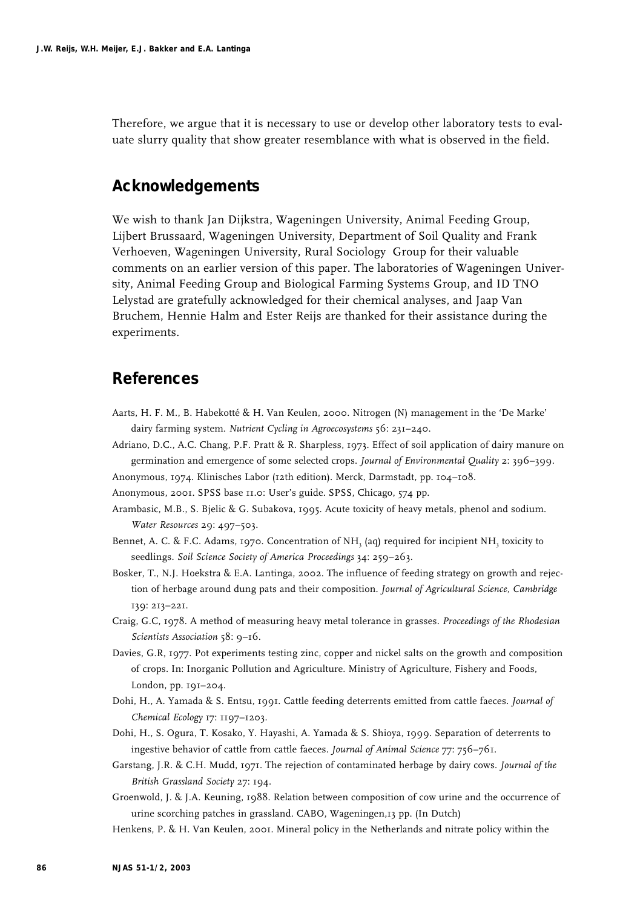Therefore, we argue that it is necessary to use or develop other laboratory tests to evaluate slurry quality that show greater resemblance with what is observed in the field.

## Acknowledgements

We wish to thank Jan Dijkstra, Wageningen University, Animal Feeding Group, Lijbert Brussaard, Wageningen University, Department of Soil Quality and Frank Verhoeven, Wageningen University, Rural Sociology Group for their valuable comments on an earlier version of this paper. The laboratories of Wageningen University, Animal Feeding Group and Biological Farming Systems Group, and ID TNO Lelystad are gratefully acknowledged for their chemical analyses, and Jaap Van Bruchem, Hennie Halm and Ester Reijs are thanked for their assistance during the experiments.

## References

Aarts, H. F. M., B. Habekotté & H. Van Keulen, 2000. Nitrogen (N) management in the 'De Marke' dairy farming system. *Nutrient Cycling in Agroecosystems* 56: 231–240.

Adriano, D.C., A.C. Chang, P.F. Pratt & R. Sharpless, 1973. Effect of soil application of dairy manure on germination and emergence of some selected crops. *Journal of Environmental Quality* 2: 396–399.

Anonymous, 1974. Klinisches Labor (12th edition). Merck, Darmstadt, pp. 104–108.

Anonymous, 2001. SPSS base 11.0: User's guide. SPSS, Chicago, 574 pp.

Arambasic, M.B., S. Bjelic & G. Subakova, 1995. Acute toxicity of heavy metals, phenol and sodium. *Water Resources* 29: 497–503.

Bennet, A. C. & F.C. Adams, 1970. Concentration of $NH_3$ (aq) required for incipient $NH_3$ toxicity to seedlings. *Soil Science Society of America Proceedings* 34: 259–263.

Bosker, T., N.J. Hoekstra & E.A. Lantinga, 2002. The influence of feeding strategy on growth and rejection of herbage around dung pats and their composition. *Journal of Agricultural Science, Cambridge* 139: 213–221.

Craig, G.C, 1978. A method of measuring heavy metal tolerance in grasses. *Proceedings of the Rhodesian Scientists Association* 58: 9–16.

Davies, G.R, 1977. Pot experiments testing zinc, copper and nickel salts on the growth and composition of crops. In: Inorganic Pollution and Agriculture. Ministry of Agriculture, Fishery and Foods, London, pp. 191–204.

Dohi, H., A. Yamada & S. Entsu, 1991. Cattle feeding deterrents emitted from cattle faeces. *Journal of Chemical Ecology* 17: 1197–1203.

Dohi, H., S. Ogura, T. Kosako, Y. Hayashi, A. Yamada & S. Shioya, 1999. Separation of deterrents to ingestive behavior of cattle from cattle faeces. *Journal of Animal Science* 77: 756–761.

Garstang, J.R. & C.H. Mudd, 1971. The rejection of contaminated herbage by dairy cows. *Journal of the British Grassland Society* 27: 194.

Groenwold, J. & J.A. Keuning, 1988. Relation between composition of cow urine and the occurrence of urine scorching patches in grassland. CABO, Wageningen,13 pp. (In Dutch)

Henkens, P. & H. Van Keulen, 2001. Mineral policy in the Netherlands and nitrate policy within the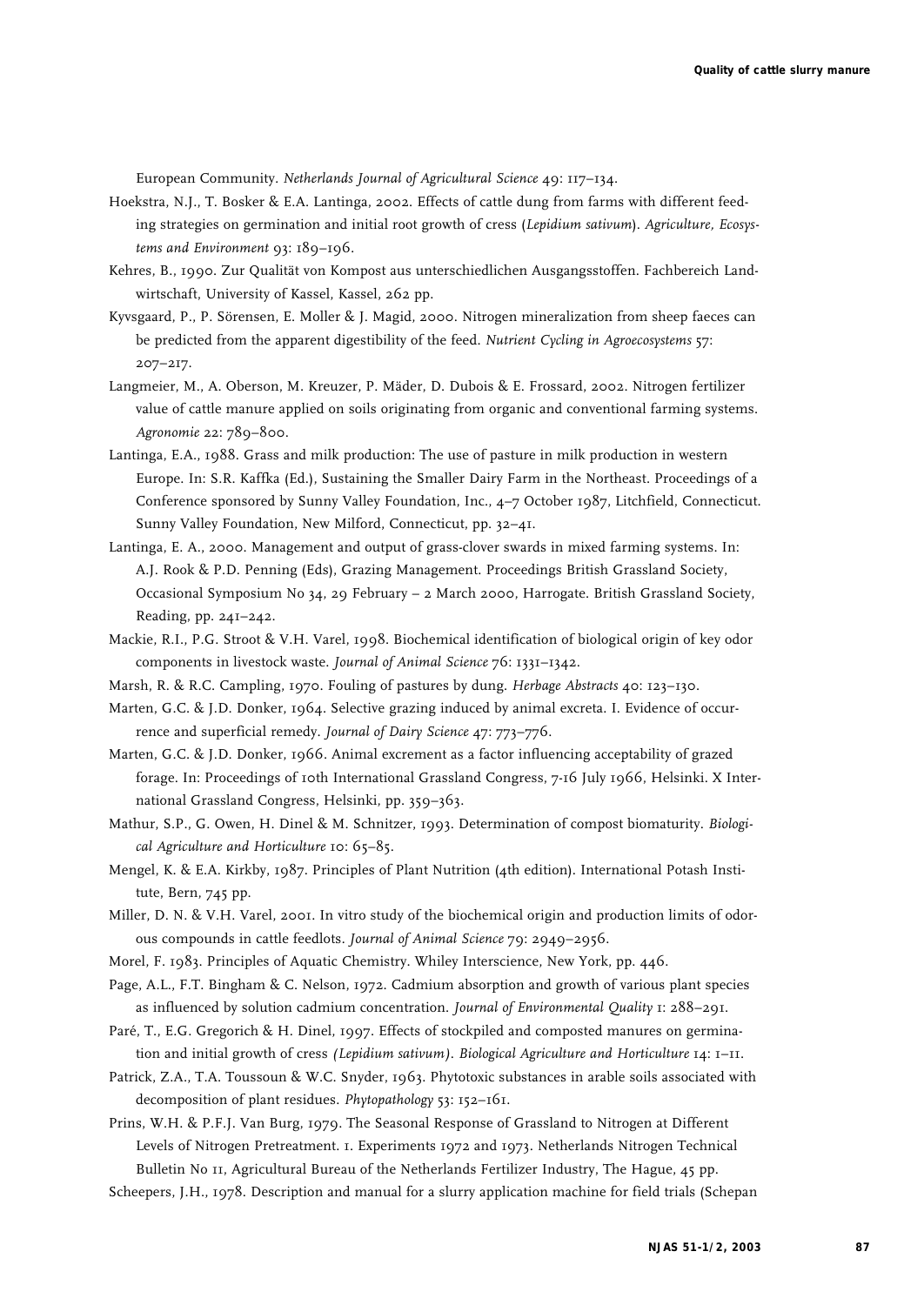European Community. *Netherlands Journal of Agricultural Science* 49: 117–134.

Hoekstra, N.J., T. Bosker & E.A. Lantinga, 2002. Effects of cattle dung from farms with different feeding strategies on germination and initial root growth of cress (*Lepidium sativum*). *Agriculture, Ecosystems and Environment* 93: 189–196.

Kehres, B., 1990. Zur Qualität von Kompost aus unterschiedlichen Ausgangsstoffen. Fachbereich Landwirtschaft, University of Kassel, Kassel, 262 pp.

Kyvsgaard, P., P. Sörensen, E. Moller & J. Magid, 2000. Nitrogen mineralization from sheep faeces can be predicted from the apparent digestibility of the feed. *Nutrient Cycling in Agroecosystems* 57: 207–217.

Langmeier, M., A. Oberson, M. Kreuzer, P. Mäder, D. Dubois & E. Frossard, 2002. Nitrogen fertilizer value of cattle manure applied on soils originating from organic and conventional farming systems. *Agronomie* 22: 789–800.

Lantinga, E.A., 1988. Grass and milk production: The use of pasture in milk production in western Europe. In: S.R. Kaffka (Ed.), Sustaining the Smaller Dairy Farm in the Northeast. Proceedings of a Conference sponsored by Sunny Valley Foundation, Inc., 4–7 October 1987, Litchfield, Connecticut. Sunny Valley Foundation, New Milford, Connecticut, pp. 32–41.

Lantinga, E. A., 2000. Management and output of grass-clover swards in mixed farming systems. In: A.J. Rook & P.D. Penning (Eds), Grazing Management. Proceedings British Grassland Society, Occasional Symposium No 34, 29 February – 2 March 2000, Harrogate. British Grassland Society, Reading, pp. 241–242.

Mackie, R.I., P.G. Stroot & V.H. Varel, 1998. Biochemical identification of biological origin of key odor components in livestock waste. *Journal of Animal Science* 76: 1331–1342.

Marsh, R. & R.C. Campling, 1970. Fouling of pastures by dung. *Herbage Abstracts* 40: 123–130.

Marten, G.C. & J.D. Donker, 1964. Selective grazing induced by animal excreta. I. Evidence of occurrence and superficial remedy. *Journal of Dairy Science* 47: 773–776.

Marten, G.C. & J.D. Donker, 1966. Animal excrement as a factor influencing acceptability of grazed forage. In: Proceedings of 10th International Grassland Congress, 7-16 July 1966, Helsinki. X International Grassland Congress, Helsinki, pp. 359–363.

Mathur, S.P., G. Owen, H. Dinel & M. Schnitzer, 1993. Determination of compost biomaturity. *Biological Agriculture and Horticulture* 10: 65–85.

Mengel, K. & E.A. Kirkby, 1987. Principles of Plant Nutrition (4th edition). International Potash Institute, Bern, 745 pp.

Miller, D. N. & V.H. Varel, 2001. In vitro study of the biochemical origin and production limits of odorous compounds in cattle feedlots. *Journal of Animal Science* 79: 2949–2956.

Morel, F. 1983. Principles of Aquatic Chemistry. Whiley Interscience, New York, pp. 446.

Page, A.L., F.T. Bingham & C. Nelson, 1972. Cadmium absorption and growth of various plant species as influenced by solution cadmium concentration. *Journal of Environmental Quality* 1: 288–291.

Paré, T., E.G. Gregorich & H. Dinel, 1997. Effects of stockpiled and composted manures on germination and initial growth of cress *(Lepidium sativum)*. *Biological Agriculture and Horticulture* 14: 1–11.

Patrick, Z.A., T.A. Toussoun & W.C. Snyder, 1963. Phytotoxic substances in arable soils associated with decomposition of plant residues. *Phytopathology* 53: 152–161.

Prins, W.H. & P.F.J. Van Burg, 1979. The Seasonal Response of Grassland to Nitrogen at Different Levels of Nitrogen Pretreatment. 1. Experiments 1972 and 1973. Netherlands Nitrogen Technical Bulletin No 11, Agricultural Bureau of the Netherlands Fertilizer Industry, The Hague, 45 pp.

Scheepers, J.H., 1978. Description and manual for a slurry application machine for field trials (Schepan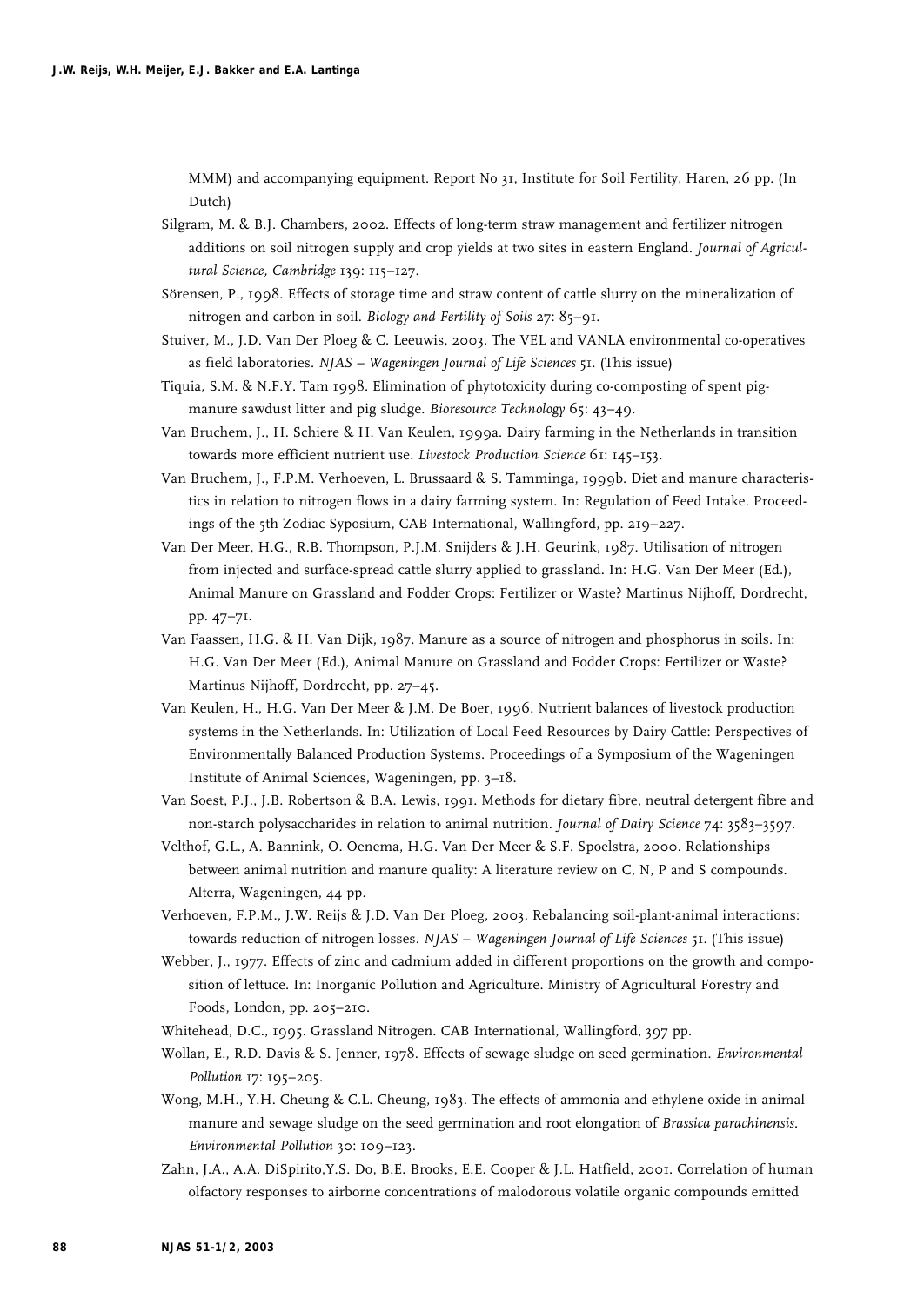MMM) and accompanying equipment. Report No 31, Institute for Soil Fertility, Haren, 26 pp. (In Dutch)

Silgram, M. & B.J. Chambers, 2002. Effects of long-term straw management and fertilizer nitrogen additions on soil nitrogen supply and crop yields at two sites in eastern England. *Journal of Agricultural Science, Cambridge* 139: 115–127.

Sörensen, P., 1998. Effects of storage time and straw content of cattle slurry on the mineralization of nitrogen and carbon in soil. *Biology and Fertility of Soils* 27: 85–91.

Stuiver, M., J.D. Van Der Ploeg & C. Leeuwis, 2003. The VEL and VANLA environmental co-operatives as field laboratories. *NJAS – Wageningen Journal of Life Sciences* 51. (This issue)

Tiquia, S.M. & N.F.Y. Tam 1998. Elimination of phytotoxicity during co-composting of spent pig-manure sawdust litter and pig sludge. *Bioresource Technology* 65: 43–49.

Van Bruchem, J., H. Schiere & H. Van Keulen, 1999a. Dairy farming in the Netherlands in transition towards more efficient nutrient use. *Livestock Production Science* 61: 145–153.

Van Bruchem, J., F.P.M. Verhoeven, L. Brussaard & S. Tamminga, 1999b. Diet and manure characteristics in relation to nitrogen flows in a dairy farming system. In: Regulation of Feed Intake. Proceedings of the 5th Zodiac Syposium, CAB International, Wallingford, pp. 219–227.

Van Der Meer, H.G., R.B. Thompson, P.J.M. Snijders & J.H. Geurink, 1987. Utilisation of nitrogen from injected and surface-spread cattle slurry applied to grassland. In: H.G. Van Der Meer (Ed.), Animal Manure on Grassland and Fodder Crops: Fertilizer or Waste? Martinus Nijhoff, Dordrecht, pp. 47–71.

Van Faassen, H.G. & H. Van Dijk, 1987. Manure as a source of nitrogen and phosphorus in soils. In: H.G. Van Der Meer (Ed.), Animal Manure on Grassland and Fodder Crops: Fertilizer or Waste? Martinus Nijhoff, Dordrecht, pp. 27–45.

Van Keulen, H., H.G. Van Der Meer & J.M. De Boer, 1996. Nutrient balances of livestock production systems in the Netherlands. In: Utilization of Local Feed Resources by Dairy Cattle: Perspectives of Environmentally Balanced Production Systems. Proceedings of a Symposium of the Wageningen Institute of Animal Sciences, Wageningen, pp. 3–18.

Van Soest, P.J., J.B. Robertson & B.A. Lewis, 1991. Methods for dietary fibre, neutral detergent fibre and non-starch polysaccharides in relation to animal nutrition. *Journal of Dairy Science* 74: 3583–3597.

Velthof, G.L., A. Bannink, O. Oenema, H.G. Van Der Meer & S.F. Spoelstra, 2000. Relationships between animal nutrition and manure quality: A literature review on C, N, P and S compounds. Alterra, Wageningen, 44 pp.

Verhoeven, F.P.M., J.W. Reijs & J.D. Van Der Ploeg, 2003. Rebalancing soil-plant-animal interactions: towards reduction of nitrogen losses. *NJAS – Wageningen Journal of Life Sciences* 51. (This issue)

Webber, J., 1977. Effects of zinc and cadmium added in different proportions on the growth and composition of lettuce. In: Inorganic Pollution and Agriculture. Ministry of Agricultural Forestry and Foods, London, pp. 205–210.

Whitehead, D.C., 1995. Grassland Nitrogen. CAB International, Wallingford, 397 pp.

Wollan, E., R.D. Davis & S. Jenner, 1978. Effects of sewage sludge on seed germination. *Environmental Pollution* 17: 195–205.

Wong, M.H., Y.H. Cheung & C.L. Cheung, 1983. The effects of ammonia and ethylene oxide in animal manure and sewage sludge on the seed germination and root elongation of *Brassica parachinensis*. *Environmental Pollution* 30: 109–123.

Zahn, J.A., A.A. DiSpirito,Y.S. Do, B.E. Brooks, E.E. Cooper & J.L. Hatfield, 2001. Correlation of human olfactory responses to airborne concentrations of malodorous volatile organic compounds emitted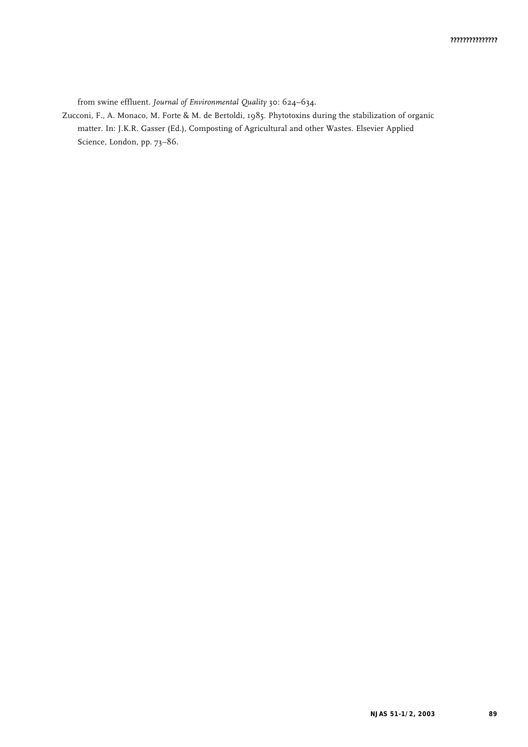from swine effluent. *Journal of Environmental Quality* 30: 624–634.

Zucconi, F., A. Monaco, M. Forte & M. de Bertoldi, 1985. Phytotoxins during the stabilization of organic matter. In: J.K.R. Gasser (Ed.), Composting of Agricultural and other Wastes. Elsevier Applied Science, London, pp. 73–86.